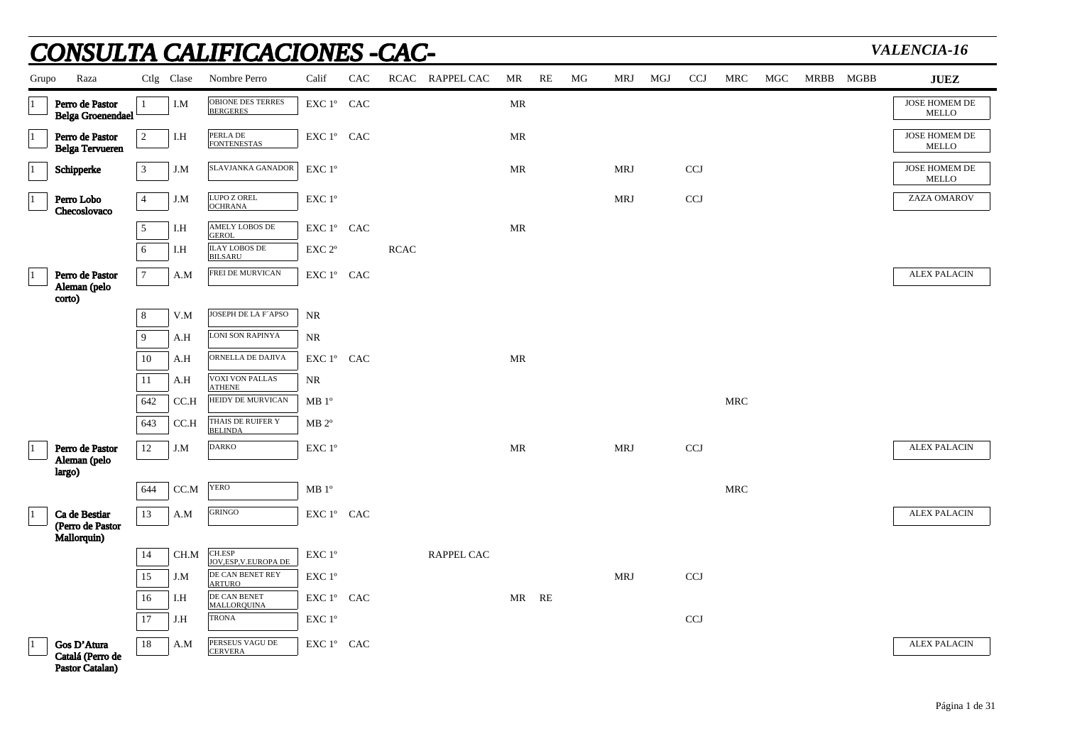# *CONSULTA CALIFICACIONES -CAC-*

***VALENCIA-16***

| Grupo | Raza | Ctlg | Clase | Nombre Perro | Calif | CAC | RCAC | RAPPEL CAC | MR | RE | MG | MRJ | MGJ | CCJ | MRC | MGC | MRBB | MGBB | JUEZ |
|---|---|---|---|---|---|---|---|---|---|---|---|---|---|---|---|---|---|---|---|
| 1 | **Perro de Pastor Belga Groenendael** | 1 | I.M | OBIONE DES TERRES BERGERES | EXC 1º | CAC | | | MR | | | | | | | | | | JOSE HOMEM DE MELLO |
| 1 | **Perro de Pastor Belga Tervueren** | 2 | I.H | PERLA DE FONTENESTAS | EXC 1º | CAC | | | MR | | | | | | | | | | JOSE HOMEM DE MELLO |
| 1 | **Schipperke** | 3 | J.M | SLAVJANKA GANADOR | EXC 1º | | | | MR | | | MRJ | | CCJ | | | | | JOSE HOMEM DE MELLO |
| 1 | **Perro Lobo Checoslovaco** | 4 | J.M | LUPO Z OREL OCHRANA | EXC 1º | | | | | | | MRJ | | CCJ | | | | | ZAZA OMAROV |
| | | 5 | I.H | AMELY LOBOS DE GEROL | EXC 1º | CAC | | | MR | | | | | | | | | | |
| | | 6 | I.H | ILAY LOBOS DE BILSARU | EXC 2º | | RCAC | | | | | | | | | | | | |
| 1 | **Perro de Pastor Aleman (pelo corto)** | 7 | A.M | FREI DE MURVICAN | EXC 1º | CAC | | | | | | | | | | | | | ALEX PALACIN |
| | | 8 | V.M | JOSEPH DE LA F´APSO | NR | | | | | | | | | | | | | | |
| | | 9 | A.H | LONI SON RAPINYA | NR | | | | | | | | | | | | | | |
| | | 10 | A.H | ORNELLA DE DAJIVA | EXC 1º | CAC | | | MR | | | | | | | | | | |
| | | 11 | A.H | VOXI VON PALLAS ATHENE | NR | | | | | | | | | | | | | | |
| | | 642 | CC.H | HEIDY DE MURVICAN | MB 1º | | | | | | | | | | MRC | | | | |
| | | 643 | CC.H | THAIS DE RUIFER Y BELINDA | MB 2º | | | | | | | | | | | | | | |
| 1 | **Perro de Pastor Aleman (pelo largo)** | 12 | J.M | DARKO | EXC 1º | | | | MR | | | MRJ | | CCJ | | | | | ALEX PALACIN |
| | | 644 | CC.M | YERO | MB 1º | | | | | | | | | | MRC | | | | |
| 1 | **Ca de Bestiar (Perro de Pastor Mallorquin)** | 13 | A.M | GRINGO | EXC 1º | CAC | | | | | | | | | | | | | ALEX PALACIN |
| | | 14 | CH.M | CH.ESP JOV,ESP,V.EUROPA DE | EXC 1º | | | RAPPEL CAC | | | | | | | | | | | |
| | | 15 | J.M | DE CAN BENET REY ARTURO | EXC 1º | | | | | | | MRJ | | CCJ | | | | | |
| | | 16 | I.H | DE CAN BENET MALLORQUINA | EXC 1º | CAC | | | MR | RE | | | | | | | | | |
| | | 17 | J.H | TRONA | EXC 1º | | | | | | | | | CCJ | | | | | |
| 1 | **Gos D'Atura Catalá (Perro de Pastor Catalan)** | 18 | A.M | PERSEUS VAGU DE CERVERA | EXC 1º | CAC | | | | | | | | | | | | | ALEX PALACIN |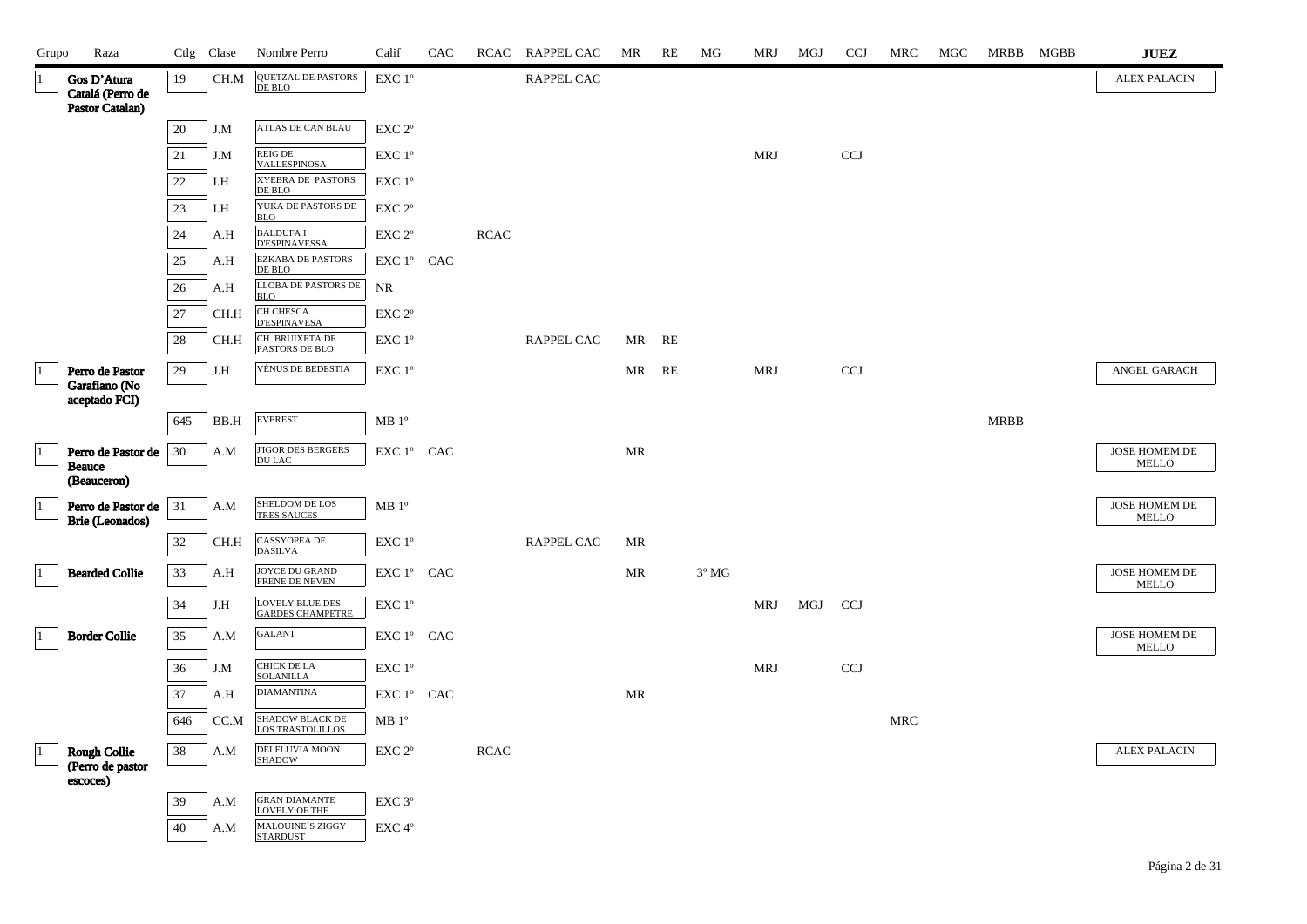| Grupo | Raza | Ctlg | Clase | Nombre Perro | Calif | CAC | RCAC | RAPPEL CAC | MR | RE | MG | MRJ | MGJ | CCJ | MRC | MGC | MRBB | MGBB | JUEZ |
|---|---|---|---|---|---|---|---|---|---|---|---|---|---|---|---|---|---|---|---|
| 1 | Gos D'Atura Catalá (Perro de Pastor Catalan) | 19 | CH.M | QUETZAL DE PASTORS DE BLO | EXC 1º | | | RAPPEL CAC | | | | | | | | | | | ALEX PALACIN |
| | | 20 | J.M | ATLAS DE CAN BLAU | EXC 2º | | | | | | | | | | | | | | |
| | | 21 | J.M | REIG DE VALLESPINOSA | EXC 1º | | | | | | | MRJ | | CCJ | | | | | |
| | | 22 | I.H | XYEBRA DE PASTORS DE BLO | EXC 1º | | | | | | | | | | | | | | |
| | | 23 | I.H | YUKA DE PASTORS DE BLO | EXC 2º | | | | | | | | | | | | | | |
| | | 24 | A.H | BALDUFA I D'ESPINAVESSA | EXC 2º | | RCAC | | | | | | | | | | | | |
| | | 25 | A.H | EZKABA DE PASTORS DE BLO | EXC 1º | CAC | | | | | | | | | | | | | |
| | | 26 | A.H | LLOBA DE PASTORS DE BLO | NR | | | | | | | | | | | | | | |
| | | 27 | CH.H | CH CHESCA D'ESPINAVESA | EXC 2º | | | | | | | | | | | | | | |
| | | 28 | CH.H | CH. BRUIXETA DE PASTORS DE BLO | EXC 1º | | | RAPPEL CAC | MR | RE | | | | | | | | | |
| 1 | Perro de Pastor Garafiano (No aceptado FCI) | 29 | J.H | VÉNUS DE BEDESTIA | EXC 1º | | | | MR | RE | | MRJ | | CCJ | | | | | ANGEL GARACH |
| | | 645 | BB.H | EVEREST | MB 1º | | | | | | | | | | | | MRBB | | |
| 1 | Perro de Pastor de Beauce (Beauceron) | 30 | A.M | J'IGOR DES BERGERS DU LAC | EXC 1º | CAC | | | MR | | | | | | | | | | JOSE HOMEM DE MELLO |
| 1 | Perro de Pastor de Brie (Leonados) | 31 | A.M | SHELDOM DE LOS TRES SAUCES | MB 1º | | | | | | | | | | | | | | JOSE HOMEM DE MELLO |
| | | 32 | CH.H | CASSYOPEA DE DASILVA | EXC 1º | | | RAPPEL CAC | MR | | | | | | | | | | |
| 1 | Bearded Collie | 33 | A.H | JOYCE DU GRAND FRENE DE NEVEN | EXC 1º | CAC | | | MR | | 3º MG | | | | | | | | JOSE HOMEM DE MELLO |
| | | 34 | J.H | LOVELY BLUE DES GARDES CHAMPETRE | EXC 1º | | | | | | | MRJ | MGJ | CCJ | | | | | |
| 1 | Border Collie | 35 | A.M | GALANT | EXC 1º | CAC | | | | | | | | | | | | | JOSE HOMEM DE MELLO |
| | | 36 | J.M | CHICK DE LA SOLANILLA | EXC 1º | | | | | | | MRJ | | CCJ | | | | | |
| | | 37 | A.H | DIAMANTINA | EXC 1º | CAC | | | MR | | | | | | | | | | |
| | | 646 | CC.M | SHADOW BLACK DE LOS TRASTOLILLOS | MB 1º | | | | | | | | | | MRC | | | | |
| 1 | Rough Collie (Perro de pastor escoces) | 38 | A.M | DELFLUVIA MOON SHADOW | EXC 2º | | RCAC | | | | | | | | | | | | ALEX PALACIN |
| | | 39 | A.M | GRAN DIAMANTE LOVELY OF THE | EXC 3º | | | | | | | | | | | | | | |
| | | 40 | A.M | MALOUINE´S ZIGGY STARDUST | EXC 4º | | | | | | | | | | | | | | |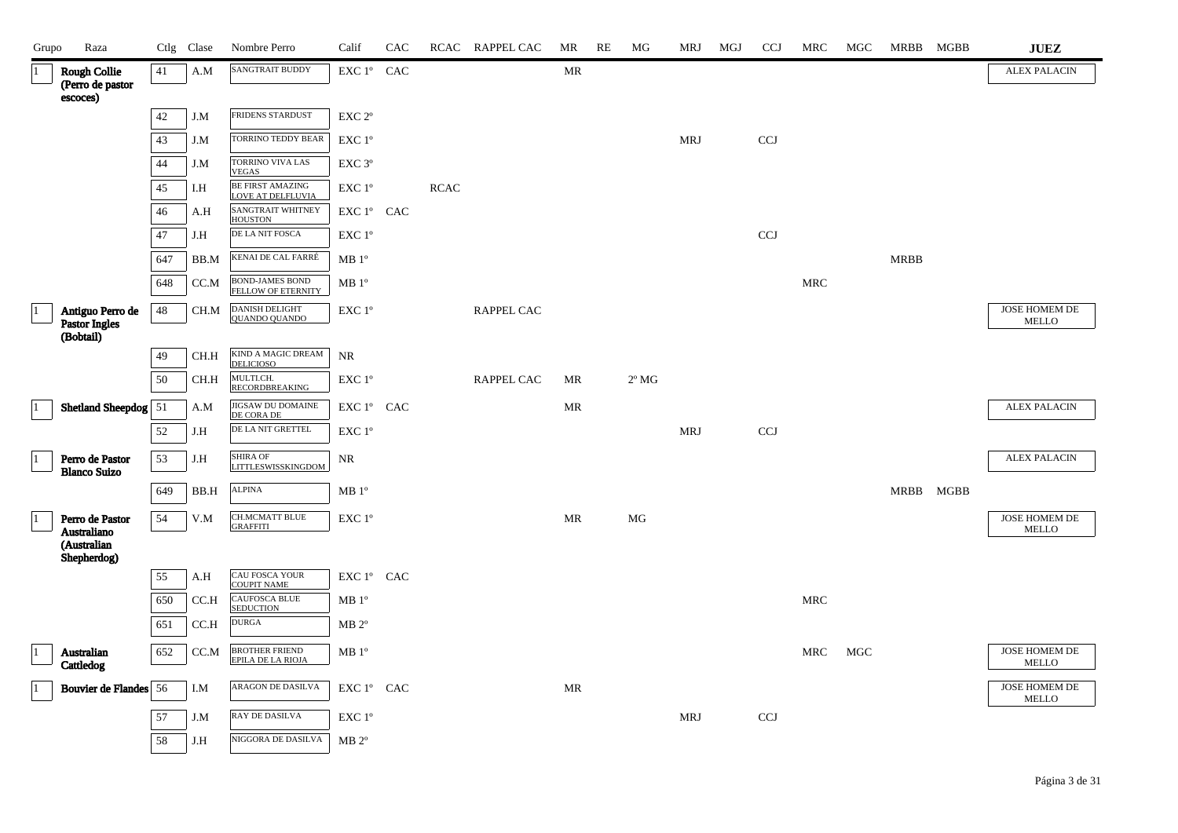| Grupo | Raza | Ctlg | Clase | Nombre Perro | Calif | CAC | RCAC | RAPPEL CAC | MR | RE | MG | MRJ | MGJ | CCJ | MRC | MGC | MRBB | MGBB | JUEZ |
|---|---|---|---|---|---|---|---|---|---|---|---|---|---|---|---|---|---|---|---|
| 1 | **Rough Collie (Perro de pastor escoces)** | 41 | A.M | SANGTRAIT BUDDY | EXC 1º | CAC | | | MR | | | | | | | | | | ALEX PALACIN |
| | | 42 | J.M | FRIDENS STARDUST | EXC 2º | | | | | | | | | | | | | | |
| | | 43 | J.M | TORRINO TEDDY BEAR | EXC 1º | | | | | | | MRJ | | CCJ | | | | | |
| | | 44 | J.M | TORRINO VIVA LAS VEGAS | EXC 3º | | | | | | | | | | | | | | |
| | | 45 | I.H | BE FIRST AMAZING LOVE AT DELFLUVIA | EXC 1º | | RCAC | | | | | | | | | | | | |
| | | 46 | A.H | SANGTRAIT WHITNEY HOUSTON | EXC 1º | CAC | | | | | | | | | | | | | |
| | | 47 | J.H | DE LA NIT FOSCA | EXC 1º | | | | | | | | | CCJ | | | | | |
| | | 647 | BB.M | KENAI DE CAL FARRÉ | MB 1º | | | | | | | | | | | | MRBB | | |
| | | 648 | CC.M | BOND-JAMES BOND FELLOW OF ETERNITY | MB 1º | | | | | | | | | | MRC | | | | |
| 1 | **Antiguo Perro de Pastor Ingles (Bobtail)** | 48 | CH.M | DANISH DELIGHT QUANDO QUANDO | EXC 1º | | | RAPPEL CAC | | | | | | | | | | | JOSE HOMEM DE MELLO |
| | | 49 | CH.H | KIND A MAGIC DREAM DELICIOSO | NR | | | | | | | | | | | | | | |
| | | 50 | CH.H | MULTI.CH. RECORDBREAKING | EXC 1º | | | RAPPEL CAC | MR | | 2º MG | | | | | | | | |
| 1 | **Shetland Sheepdog** | 51 | A.M | JIGSAW DU DOMAINE DE CORA DE | EXC 1º | CAC | | | MR | | | | | | | | | | ALEX PALACIN |
| | | 52 | J.H | DE LA NIT GRETTEL | EXC 1º | | | | | | | MRJ | | CCJ | | | | | |
| 1 | **Perro de Pastor Blanco Suizo** | 53 | J.H | SHIRA OF LITTLESWISSKINGDOM | NR | | | | | | | | | | | | | | ALEX PALACIN |
| | | 649 | BB.H | ALPINA | MB 1º | | | | | | | | | | | | MRBB | MGBB | |
| 1 | **Perro de Pastor Australiano (Australian Shepherdog)** | 54 | V.M | CH.MCMATT BLUE GRAFFITI | EXC 1º | | | | MR | | MG | | | | | | | | JOSE HOMEM DE MELLO |
| | | 55 | A.H | CAU FOSCA YOUR COUPIT NAME | EXC 1º | CAC | | | | | | | | | | | | | |
| | | 650 | CC.H | CAUFOSCA BLUE SEDUCTION | MB 1º | | | | | | | | | | MRC | | | | |
| | | 651 | CC.H | DURGA | MB 2º | | | | | | | | | | | | | | |
| 1 | **Australian Cattledog** | 652 | CC.M | BROTHER FRIEND EPILA DE LA RIOJA | MB 1º | | | | | | | | | | MRC | MGC | | | JOSE HOMEM DE MELLO |
| 1 | **Bouvier de Flandes** | 56 | I.M | ARAGON DE DASILVA | EXC 1º | CAC | | | MR | | | | | | | | | | JOSE HOMEM DE MELLO |
| | | 57 | J.M | RAY DE DASILVA | EXC 1º | | | | | | | MRJ | | CCJ | | | | | |
| | | 58 | J.H | NIGGORA DE DASILVA | MB 2º | | | | | | | | | | | | | | |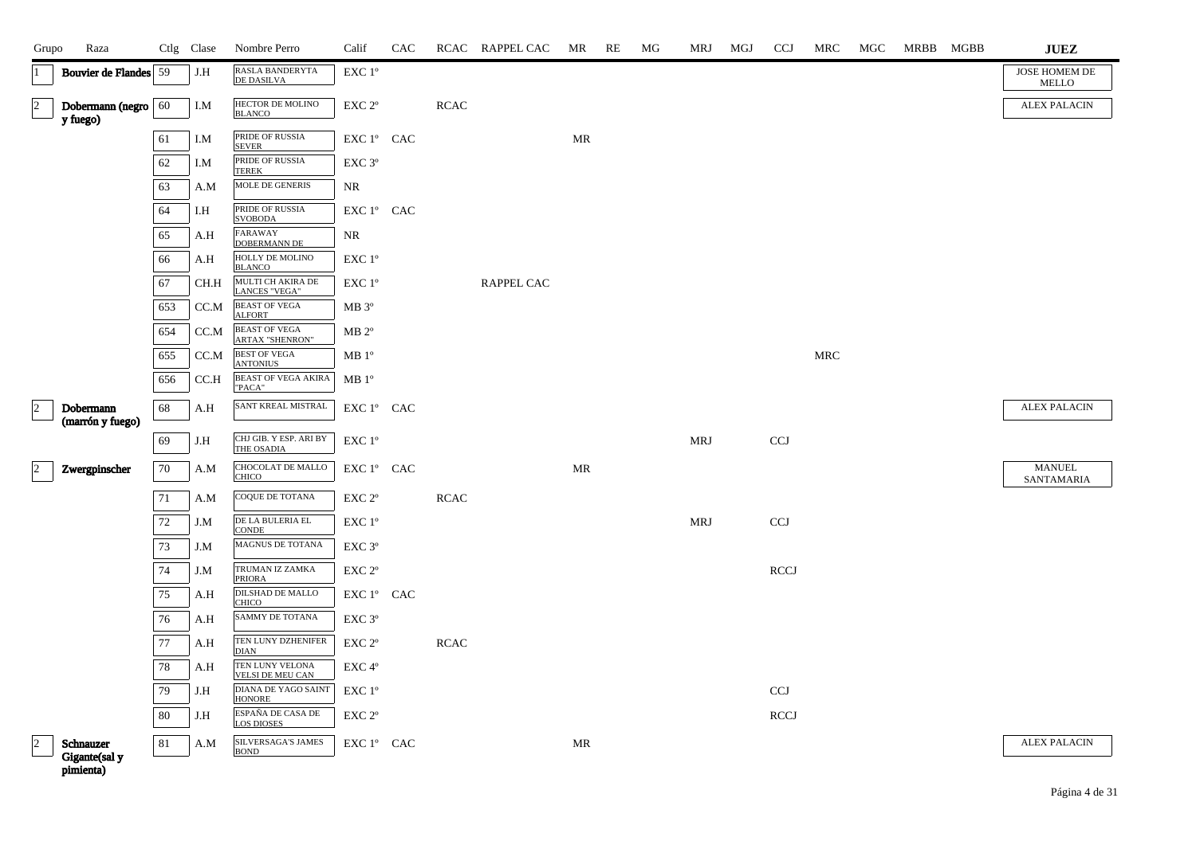| Grupo | Raza | Ctlg | Clase | Nombre Perro | Calif | CAC | RCAC | RAPPEL CAC | MR | RE | MG | MRJ | MGJ | CCJ | MRC | MGC | MRBB | MGBB | JUEZ |
|---|---|---|---|---|---|---|---|---|---|---|---|---|---|---|---|---|---|---|---|
| 1 | **Bouvier de Flandes** | 59 | J.H | RASLA BANDERYTA DE DASILVA | EXC 1º | | | | | | | | | | | | | | JOSE HOMEM DE MELLO |
| 2 | **Dobermann (negro y fuego)** | 60 | I.M | HECTOR DE MOLINO BLANCO | EXC 2º | | RCAC | | | | | | | | | | | | ALEX PALACIN |
| | | 61 | I.M | PRIDE OF RUSSIA SEVER | EXC 1º | CAC | | | MR | | | | | | | | | | |
| | | 62 | I.M | PRIDE OF RUSSIA TEREK | EXC 3º | | | | | | | | | | | | | | |
| | | 63 | A.M | MOLE DE GENERIS | NR | | | | | | | | | | | | | | |
| | | 64 | I.H | PRIDE OF RUSSIA SVOBODA | EXC 1º | CAC | | | | | | | | | | | | | |
| | | 65 | A.H | FARAWAY DOBERMANN DE | NR | | | | | | | | | | | | | | |
| | | 66 | A.H | HOLLY DE MOLINO BLANCO | EXC 1º | | | | | | | | | | | | | | |
| | | 67 | CH.H | MULTI CH AKIRA DE LANCES "VEGA" | EXC 1º | | | RAPPEL CAC | | | | | | | | | | | |
| | | 653 | CC.M | BEAST OF VEGA ALFORT | MB 3º | | | | | | | | | | | | | | |
| | | 654 | CC.M | BEAST OF VEGA ARTAX "SHENRON" | MB 2º | | | | | | | | | | | | | | |
| | | 655 | CC.M | BEST OF VEGA ANTONIUS | MB 1º | | | | | | | | | | MRC | | | | |
| | | 656 | CC.H | BEAST OF VEGA AKIRA "PACA" | MB 1º | | | | | | | | | | | | | | |
| 2 | **Dobermann (marrón y fuego)** | 68 | A.H | SANT KREAL MISTRAL | EXC 1º | CAC | | | | | | | | | | | | | ALEX PALACIN |
| | | 69 | J.H | CHJ GIB. Y ESP. ARI BY THE OSADIA | EXC 1º | | | | | | | MRJ | | CCJ | | | | | |
| 2 | **Zwergpinscher** | 70 | A.M | CHOCOLAT DE MALLO CHICO | EXC 1º | CAC | | | MR | | | | | | | | | | MANUEL SANTAMARIA |
| | | 71 | A.M | COQUE DE TOTANA | EXC 2º | | RCAC | | | | | | | | | | | | |
| | | 72 | J.M | DE LA BULERIA EL CONDE | EXC 1º | | | | | | | MRJ | | CCJ | | | | | |
| | | 73 | J.M | MAGNUS DE TOTANA | EXC 3º | | | | | | | | | | | | | | |
| | | 74 | J.M | TRUMAN IZ ZAMKA PRIORA | EXC 2º | | | | | | | | | RCCJ | | | | | |
| | | 75 | A.H | DILSHAD DE MALLO CHICO | EXC 1º | CAC | | | | | | | | | | | | | |
| | | 76 | A.H | SAMMY DE TOTANA | EXC 3º | | | | | | | | | | | | | | |
| | | 77 | A.H | TEN LUNY DZHENIFER DIAN | EXC 2º | | RCAC | | | | | | | | | | | | |
| | | 78 | A.H | TEN LUNY VELONA VELSI DE MEU CAN | EXC 4º | | | | | | | | | | | | | | |
| | | 79 | J.H | DIANA DE YAGO SAINT HONORE | EXC 1º | | | | | | | | | CCJ | | | | | |
| | | 80 | J.H | ESPAÑA DE CASA DE LOS DIOSES | EXC 2º | | | | | | | | | RCCJ | | | | | |
| 2 | **Schnauzer Gigante(sal y pimienta)** | 81 | A.M | SILVERSAGA'S JAMES BOND | EXC 1º | CAC | | | MR | | | | | | | | | | ALEX PALACIN |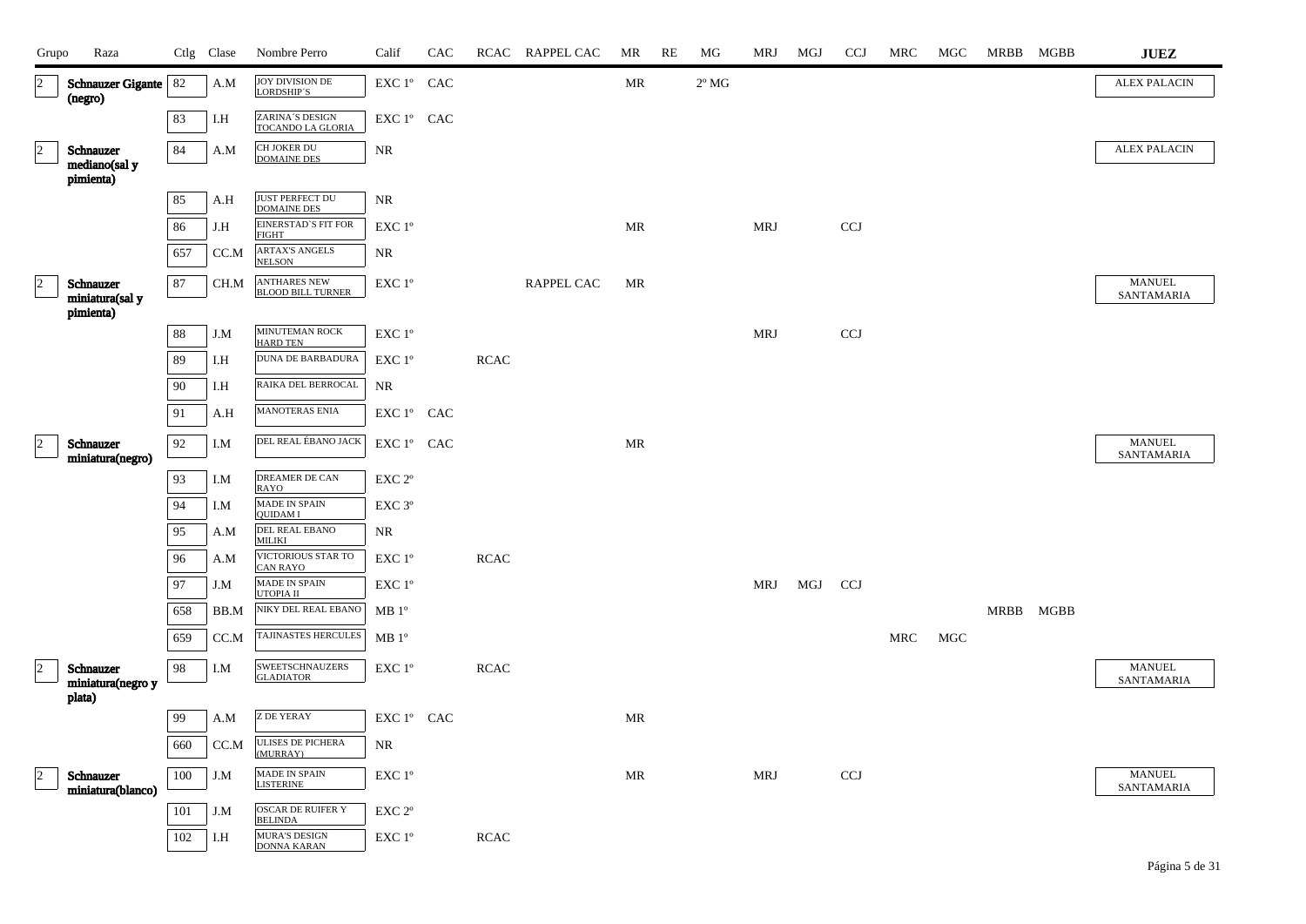| Grupo | Raza | Ctlg | Clase | Nombre Perro | Calif | CAC | RCAC | RAPPEL CAC | MR | RE | MG | MRJ | MGJ | CCJ | MRC | MGC | MRBB | MGBB | JUEZ |
|---|---|---|---|---|---|---|---|---|---|---|---|---|---|---|---|---|---|---|---|
| 2 | Schnauzer Gigante (negro) | 82 | A.M | JOY DIVISION DE LORDSHIP´S | EXC 1º | CAC | | | MR | | 2º MG | | | | | | | | ALEX PALACIN |
| | | 83 | I.H | ZARINA´S DESIGN TOCANDO LA GLORIA | EXC 1º | CAC | | | | | | | | | | | | | |
| 2 | Schnauzer mediano(sal y pimienta) | 84 | A.M | CH JOKER DU DOMAINE DES | NR | | | | | | | | | | | | | | ALEX PALACIN |
| | | 85 | A.H | JUST PERFECT DU DOMAINE DES | NR | | | | | | | | | | | | | | |
| | | 86 | J.H | EINERSTAD`S FIT FOR FIGHT | EXC 1º | | | | MR | | | MRJ | | CCJ | | | | | |
| | | 657 | CC.M | ARTAX'S ANGELS NELSON | NR | | | | | | | | | | | | | | |
| 2 | Schnauzer miniatura(sal y pimienta) | 87 | CH.M | ANTHARES NEW BLOOD BILL TURNER | EXC 1º | | | RAPPEL CAC | MR | | | | | | | | | | MANUEL SANTAMARIA |
| | | 88 | J.M | MINUTEMAN ROCK HARD TEN | EXC 1º | | | | | | | MRJ | | CCJ | | | | | |
| | | 89 | I.H | DUNA DE BARBADURA | EXC 1º | | RCAC | | | | | | | | | | | | |
| | | 90 | I.H | RAIKA DEL BERROCAL | NR | | | | | | | | | | | | | | |
| | | 91 | A.H | MANOTERAS ENIA | EXC 1º | CAC | | | | | | | | | | | | | |
| 2 | Schnauzer miniatura(negro) | 92 | I.M | DEL REAL ÉBANO JACK | EXC 1º | CAC | | | MR | | | | | | | | | | MANUEL SANTAMARIA |
| | | 93 | I.M | DREAMER DE CAN RAYO | EXC 2º | | | | | | | | | | | | | | |
| | | 94 | I.M | MADE IN SPAIN QUIDAM I | EXC 3º | | | | | | | | | | | | | | |
| | | 95 | A.M | DEL REAL EBANO MILIKI | NR | | | | | | | | | | | | | | |
| | | 96 | A.M | VICTORIOUS STAR TO CAN RAYO | EXC 1º | | RCAC | | | | | | | | | | | | |
| | | 97 | J.M | MADE IN SPAIN UTOPIA II | EXC 1º | | | | | | | MRJ | MGJ | CCJ | | | | | |
| | | 658 | BB.M | NIKY DEL REAL EBANO | MB 1º | | | | | | | | | | | | MRBB | MGBB | |
| | | 659 | CC.M | TAJINASTES HERCULES | MB 1º | | | | | | | | | | MRC | MGC | | | |
| 2 | Schnauzer miniatura(negro y plata) | 98 | I.M | SWEETSCHNAUZERS GLADIATOR | EXC 1º | | RCAC | | | | | | | | | | | | MANUEL SANTAMARIA |
| | | 99 | A.M | Z DE YERAY | EXC 1º | CAC | | | MR | | | | | | | | | | |
| | | 660 | CC.M | ULISES DE PICHERA (MURRAY) | NR | | | | | | | | | | | | | | |
| 2 | Schnauzer miniatura(blanco) | 100 | J.M | MADE IN SPAIN LISTERINE | EXC 1º | | | | MR | | | MRJ | | CCJ | | | | | MANUEL SANTAMARIA |
| | | 101 | J.M | OSCAR DE RUIFER Y BELINDA | EXC 2º | | | | | | | | | | | | | | |
| | | 102 | I.H | MURA'S DESIGN DONNA KARAN | EXC 1º | | RCAC | | | | | | | | | | | | |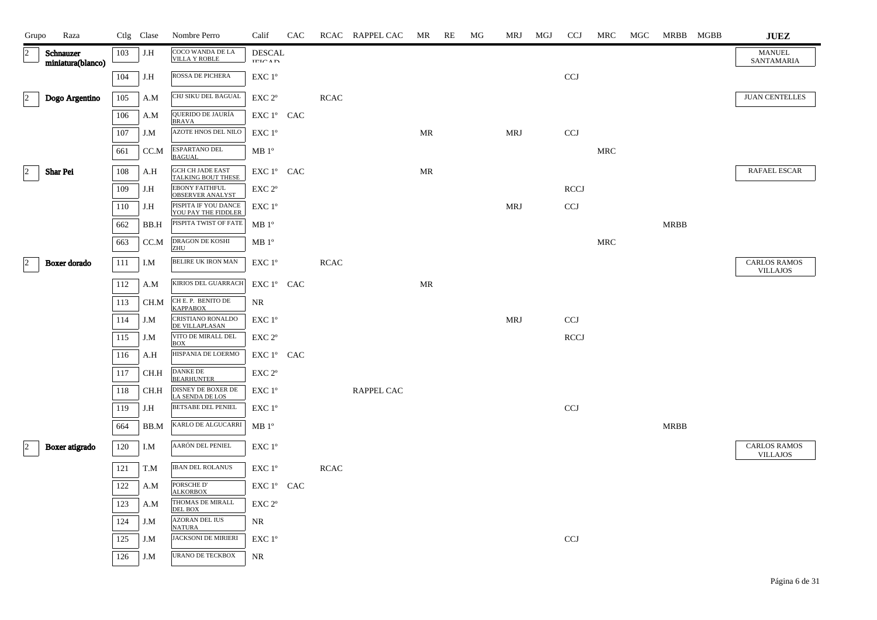| Grupo | Raza | Ctlg | Clase | Nombre Perro | Calif | CAC | RCAC | RAPPEL CAC | MR | RE | MG | MRJ | MGJ | CCJ | MRC | MGC | MRBB | MGBB | JUEZ |
|---|---|---|---|---|---|---|---|---|---|---|---|---|---|---|---|---|---|---|---|
| 2 | Schnauzer miniatura(blanco) | 103 | J.H | COCO WANDA DE LA VILLA Y ROBLE | DESCALIFICAD | | | | | | | | | | | | | | MANUEL SANTAMARIA |
| | | 104 | J.H | ROSSA DE PICHERA | EXC 1º | | | | | | | | | CCJ | | | | | |
| 2 | Dogo Argentino | 105 | A.M | CHJ SIKU DEL BAGUAL | EXC 2º | | RCAC | | | | | | | | | | | | JUAN CENTELLES |
| | | 106 | A.M | QUERIDO DE JAURÍA BRAVA | EXC 1º | CAC | | | | | | | | | | | | | |
| | | 107 | J.M | AZOTE HNOS DEL NILO | EXC 1º | | | | MR | | | MRJ | | CCJ | | | | | |
| | | 661 | CC.M | ESPARTANO DEL BAGUAL | MB 1º | | | | | | | | | | MRC | | | | |
| 2 | Shar Pei | 108 | A.H | GCH CH JADE EAST TALKING BOUT THESE | EXC 1º | CAC | | | MR | | | | | | | | | | RAFAEL ESCAR |
| | | 109 | J.H | EBONY FAITHFUL OBSERVER ANALYST | EXC 2º | | | | | | | | | RCCJ | | | | | |
| | | 110 | J.H | PISPITA IF YOU DANCE YOU PAY THE FIDDLER | EXC 1º | | | | | | | MRJ | | CCJ | | | | | |
| | | 662 | BB.H | PISPITA TWIST OF FATE | MB 1º | | | | | | | | | | | | MRBB | | |
| | | 663 | CC.M | DRAGON DE KOSHI ZHU | MB 1º | | | | | | | | | | MRC | | | | |
| 2 | Boxer dorado | 111 | I.M | BELIRE UK IRON MAN | EXC 1º | | RCAC | | | | | | | | | | | | CARLOS RAMOS VILLAJOS |
| | | 112 | A.M | KIRIOS DEL GUARRACH | EXC 1º | CAC | | | MR | | | | | | | | | | |
| | | 113 | CH.M | CH E. P. BENITO DE KAPPABOX | NR | | | | | | | | | | | | | | |
| | | 114 | J.M | CRISTIANO RONALDO DE VILLAPLASAN | EXC 1º | | | | | | | MRJ | | CCJ | | | | | |
| | | 115 | J.M | VITO DE MIRALL DEL BOX | EXC 2º | | | | | | | | | RCCJ | | | | | |
| | | 116 | A.H | HISPANIA DE LOERMO | EXC 1º | CAC | | | | | | | | | | | | | |
| | | 117 | CH.H | DANKE DE BEARHUNTER | EXC 2º | | | | | | | | | | | | | | |
| | | 118 | CH.H | DISNEY DE BOXER DE LA SENDA DE LOS | EXC 1º | | | RAPPEL CAC | | | | | | | | | | | |
| | | 119 | J.H | BETSABE DEL PENIEL | EXC 1º | | | | | | | | | CCJ | | | | | |
| | | 664 | BB.M | KARLO DE ALGUCARRI | MB 1º | | | | | | | | | | | | MRBB | | |
| 2 | Boxer atigrado | 120 | I.M | AARÓN DEL PENIEL | EXC 1º | | | | | | | | | | | | | | CARLOS RAMOS VILLAJOS |
| | | 121 | T.M | IBAN DEL ROLANUS | EXC 1º | | RCAC | | | | | | | | | | | | |
| | | 122 | A.M | PORSCHE D' ALKORBOX | EXC 1º | CAC | | | | | | | | | | | | | |
| | | 123 | A.M | THOMAS DE MIRALL DEL BOX | EXC 2º | | | | | | | | | | | | | | |
| | | 124 | J.M | AZORAN DEL IUS NATURA | NR | | | | | | | | | | | | | | |
| | | 125 | J.M | JACKSONI DE MIRIERI | EXC 1º | | | | | | | | | CCJ | | | | | |
| | | 126 | J.M | URANO DE TECKBOX | NR | | | | | | | | | | | | | | |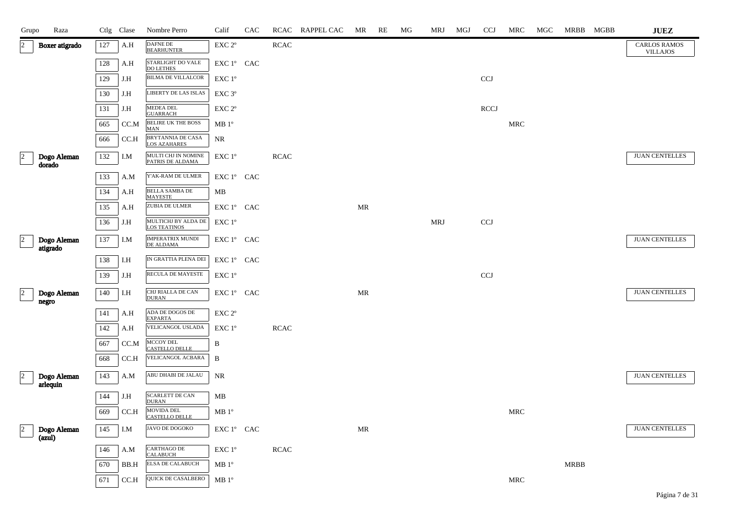| Grupo | Raza | Ctlg | Clase | Nombre Perro | Calif | CAC | RCAC | RAPPEL CAC | MR | RE | MG | MRJ | MGJ | CCJ | MRC | MGC | MRBB | MGBB | JUEZ |
|---|---|---|---|---|---|---|---|---|---|---|---|---|---|---|---|---|---|---|---|
| 2 | Boxer atigrado | 127 | A.H | DAFNE DE BEARHUNTER | EXC 2º | | RCAC | | | | | | | | | | | | CARLOS RAMOS VILLAJOS |
| | | 128 | A.H | STARLIGHT DO VALE DO LETHES | EXC 1º | CAC | | | | | | | | | | | | | |
| | | 129 | J.H | BILMA DE VILLALCOR | EXC 1º | | | | | | | | | CCJ | | | | | |
| | | 130 | J.H | LIBERTY DE LAS ISLAS | EXC 3º | | | | | | | | | | | | | | |
| | | 131 | J.H | MEDEA DEL GUARRACH | EXC 2º | | | | | | | | | RCCJ | | | | | |
| | | 665 | CC.M | BELIRE UK THE BOSS MAN | MB 1º | | | | | | | | | | MRC | | | | |
| | | 666 | CC.H | BRYTANNIA DE CASA LOS AZAHARES | NR | | | | | | | | | | | | | | |
| 2 | Dogo Aleman dorado | 132 | I.M | MULTI CHJ IN NOMINE PATRIS DE ALDAMA | EXC 1º | | RCAC | | | | | | | | | | | | JUAN CENTELLES |
| | | 133 | A.M | Y'AK-RAM DE ULMER | EXC 1º | CAC | | | | | | | | | | | | | |
| | | 134 | A.H | BELLA SAMBA DE MAYESTE | MB | | | | | | | | | | | | | | |
| | | 135 | A.H | ZUBIA DE ULMER | EXC 1º | CAC | | | MR | | | | | | | | | | |
| | | 136 | J.H | MULTICHJ BY ALDA DE LOS TEATINOS | EXC 1º | | | | | | | MRJ | | CCJ | | | | | |
| 2 | Dogo Aleman atigrado | 137 | I.M | IMPERATRIX MUNDI DE ALDAMA | EXC 1º | CAC | | | | | | | | | | | | | JUAN CENTELLES |
| | | 138 | I.H | IN GRATTIA PLENA DEI | EXC 1º | CAC | | | | | | | | | | | | | |
| | | 139 | J.H | RECULA DE MAYESTE | EXC 1º | | | | | | | | | CCJ | | | | | |
| 2 | Dogo Aleman negro | 140 | I.H | CHJ RIALLA DE CAN DURAN | EXC 1º | CAC | | | MR | | | | | | | | | | JUAN CENTELLES |
| | | 141 | A.H | ADA DE DOGOS DE EXPARTA | EXC 2º | | | | | | | | | | | | | | |
| | | 142 | A.H | VELICANGOL USLADA | EXC 1º | | RCAC | | | | | | | | | | | | |
| | | 667 | CC.M | MCCOY DEL CASTELLO DELLE | B | | | | | | | | | | | | | | |
| | | 668 | CC.H | VELICANGOL ACBARA | B | | | | | | | | | | | | | | |
| 2 | Dogo Aleman arlequin | 143 | A.M | ABU DHABI DE JALAU | NR | | | | | | | | | | | | | | JUAN CENTELLES |
| | | 144 | J.H | SCARLETT DE CAN DURAN | MB | | | | | | | | | | | | | | |
| | | 669 | CC.H | MOVIDA DEL CASTELLO DELLE | MB 1º | | | | | | | | | | MRC | | | | |
| 2 | Dogo Aleman (azul) | 145 | I.M | JAVO DE DOGOKO | EXC 1º | CAC | | | MR | | | | | | | | | | JUAN CENTELLES |
| | | 146 | A.M | CARTHAGO DE CALABUCH | EXC 1º | | RCAC | | | | | | | | | | | | |
| | | 670 | BB.H | ELSA DE CALABUCH | MB 1º | | | | | | | | | | | | MRBB | | |
| | | 671 | CC.H | QUICK DE CASALBERO | MB 1º | | | | | | | | | | MRC | | | | |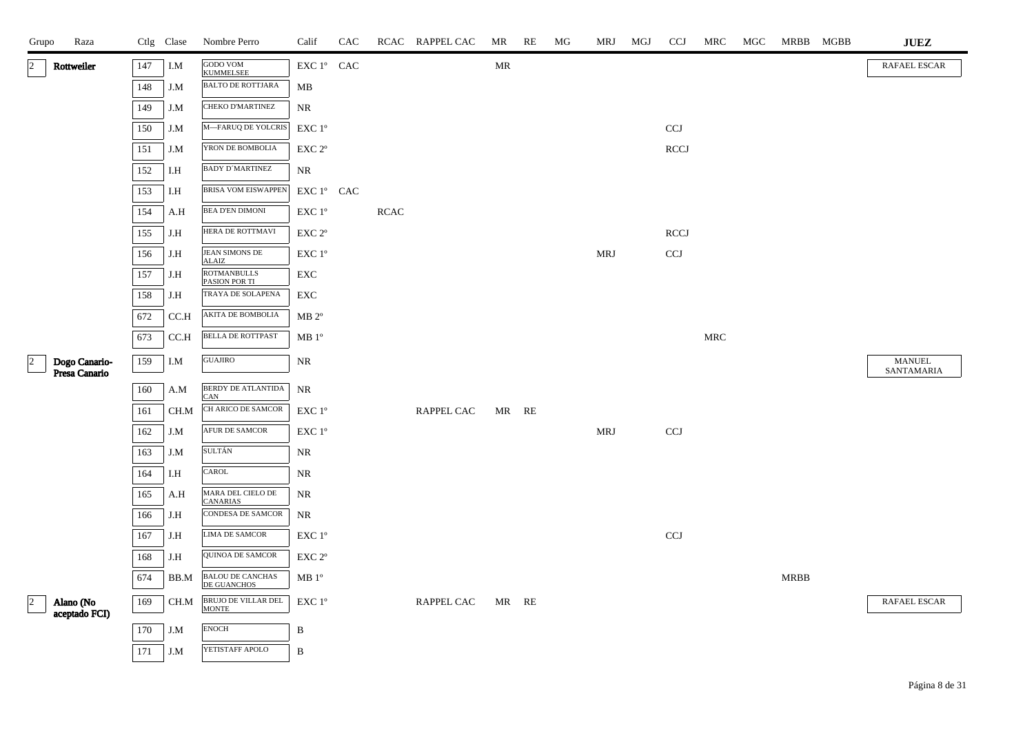| Grupo | Raza | Ctlg | Clase | Nombre Perro | Calif | CAC | RCAC | RAPPEL CAC | MR | RE | MG | MRJ | MGJ | CCJ | MRC | MGC | MRBB | MGBB | JUEZ |
|---|---|---|---|---|---|---|---|---|---|---|---|---|---|---|---|---|---|---|---|
| 2 | Rottweiler | 147 | I.M | GODO VOM KUMMELSEE | EXC 1º | CAC | | | MR | | | | | | | | | | RAFAEL ESCAR |
| | | 148 | J.M | BALTO DE ROTTJARA | MB | | | | | | | | | | | | | | |
| | | 149 | J.M | CHEKO D'MARTINEZ | NR | | | | | | | | | | | | | | |
| | | 150 | J.M | M—FARUQ DE YOLCRIS | EXC 1º | | | | | | | | | CCJ | | | | | |
| | | 151 | J.M | YRON DE BOMBOLIA | EXC 2º | | | | | | | | | RCCJ | | | | | |
| | | 152 | I.H | BADY D´MARTINEZ | NR | | | | | | | | | | | | | | |
| | | 153 | I.H | BRISA VOM EISWAPPEN | EXC 1º | CAC | | | | | | | | | | | | | |
| | | 154 | A.H | BEA D'EN DIMONI | EXC 1º | | RCAC | | | | | | | | | | | | |
| | | 155 | J.H | HERA DE ROTTMAVI | EXC 2º | | | | | | | | | RCCJ | | | | | |
| | | 156 | J.H | JEAN SIMONS DE ALAIZ | EXC 1º | | | | | | | MRJ | | CCJ | | | | | |
| | | 157 | J.H | ROTMANBULLS PASION POR TI | EXC | | | | | | | | | | | | | | |
| | | 158 | J.H | TRAYA DE SOLAPENA | EXC | | | | | | | | | | | | | | |
| | | 672 | CC.H | AKITA DE BOMBOLIA | MB 2º | | | | | | | | | | | | | | |
| | | 673 | CC.H | BELLA DE ROTTPAST | MB 1º | | | | | | | | | | MRC | | | | |
| 2 | Dogo Canario-Presa Canario | 159 | I.M | GUAJIRO | NR | | | | | | | | | | | | | | MANUEL SANTAMARIA |
| | | 160 | A.M | BERDY DE ATLANTIDA CAN | NR | | | | | | | | | | | | | | |
| | | 161 | CH.M | CH ARICO DE SAMCOR | EXC 1º | | | RAPPEL CAC | MR | RE | | | | | | | | | |
| | | 162 | J.M | AFUR DE SAMCOR | EXC 1º | | | | | | | MRJ | | CCJ | | | | | |
| | | 163 | J.M | SULTÁN | NR | | | | | | | | | | | | | | |
| | | 164 | I.H | CAROL | NR | | | | | | | | | | | | | | |
| | | 165 | A.H | MARA DEL CIELO DE CANARIAS | NR | | | | | | | | | | | | | | |
| | | 166 | J.H | CONDESA DE SAMCOR | NR | | | | | | | | | | | | | | |
| | | 167 | J.H | LIMA DE SAMCOR | EXC 1º | | | | | | | | | CCJ | | | | | |
| | | 168 | J.H | QUINOA DE SAMCOR | EXC 2º | | | | | | | | | | | | | | |
| | | 674 | BB.M | BALOU DE CANCHAS DE GUANCHOS | MB 1º | | | | | | | | | | | | MRBB | | |
| 2 | Alano (No aceptado FCI) | 169 | CH.M | BRUJO DE VILLAR DEL MONTE | EXC 1º | | | RAPPEL CAC | MR | RE | | | | | | | | | RAFAEL ESCAR |
| | | 170 | J.M | ENOCH | B | | | | | | | | | | | | | | |
| | | 171 | J.M | YETISTAFF APOLO | B | | | | | | | | | | | | | | |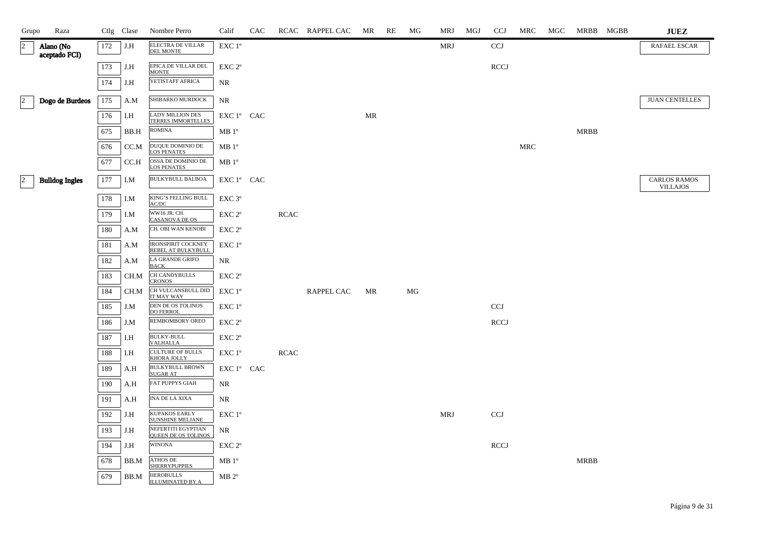| Grupo | Raza | Ctlg | Clase | Nombre Perro | Calif | CAC | RCAC | RAPPEL CAC | MR | RE | MG | MRJ | MGJ | CCJ | MRC | MGC | MRBB | MGBB | JUEZ |
|---|---|---|---|---|---|---|---|---|---|---|---|---|---|---|---|---|---|---|---|
| 2 | Alano (No aceptado FCI) | 172 | J.H | ELECTRA DE VILLAR DEL MONTE | EXC 1º | | | | | | | MRJ | | CCJ | | | | | RAFAEL ESCAR |
| | | 173 | J.H | EPICA DE VILLAR DEL MONTE | EXC 2º | | | | | | | | | RCCJ | | | | | |
| | | 174 | J.H | YETISTAFF AFRICA | NR | | | | | | | | | | | | | | |
| 2 | Dogo de Burdeos | 175 | A.M | SHIBARKO MURDOCK | NR | | | | | | | | | | | | | | JUAN CENTELLES |
| | | 176 | I.H | LADY MILLION DES TERRES IMMORTELLES | EXC 1º | CAC | | | MR | | | | | | | | | | |
| | | 675 | BB.H | ROMINA | MB 1º | | | | | | | | | | | | MRBB | | |
| | | 676 | CC.M | DUQUE DOMINIO DE LOS PENATES | MB 1º | | | | | | | | | | MRC | | | | |
| | | 677 | CC.H | OSSA DE DOMINIO DE LOS PENATES | MB 1º | | | | | | | | | | | | | | |
| 2 | Bulldog Ingles | 177 | I.M | BULKYBULL BALBOA | EXC 1º | CAC | | | | | | | | | | | | | CARLOS RAMOS VILLAJOS |
| | | 178 | I.M | KING'S FELLING BULL AC/DC | EXC 3º | | | | | | | | | | | | | | |
| | | 179 | I.M | WW16 JR. CH. CASANOVA DE OS | EXC 2º | | RCAC | | | | | | | | | | | | |
| | | 180 | A.M | CH. OBI WAN KENOBI | EXC 2º | | | | | | | | | | | | | | |
| | | 181 | A.M | IRONSPIRIT COCKNEY REBEL AT BULKYBULL | EXC 1º | | | | | | | | | | | | | | |
| | | 182 | A.M | LA GRANDE GRIFO BACK | NR | | | | | | | | | | | | | | |
| | | 183 | CH.M | CH CANDYBULLS CRONOS | EXC 2º | | | | | | | | | | | | | | |
| | | 184 | CH.M | CH VULCANSBULL DID IT MAY WAY | EXC 1º | | | RAPPEL CAC | MR | | MG | | | | | | | | |
| | | 185 | J.M | DEN DE OS TOLINOS DO FERROL | EXC 1º | | | | | | | | | CCJ | | | | | |
| | | 186 | J.M | REMBOMBORY OREO | EXC 2º | | | | | | | | | RCCJ | | | | | |
| | | 187 | I.H | BULKY-BULL VALHALLA | EXC 2º | | | | | | | | | | | | | | |
| | | 188 | I.H | CULTURE OF BULLS KHORA JOLLY | EXC 1º | | RCAC | | | | | | | | | | | | |
| | | 189 | A.H | BULKYBULL BROWN SUGAR AT | EXC 1º | CAC | | | | | | | | | | | | | |
| | | 190 | A.H | FAT PUPPYS GIAH | NR | | | | | | | | | | | | | | |
| | | 191 | A.H | INA DE LA XIXA | NR | | | | | | | | | | | | | | |
| | | 192 | J.H | KUPAKOS EARLY SUNSHINE MELJANE | EXC 1º | | | | | | | MRJ | | CCJ | | | | | |
| | | 193 | J.H | NEFERTITI EGYPTIAN QUEEN DE OS TOLINOS | NR | | | | | | | | | | | | | | |
| | | 194 | J.H | WINONA | EXC 2º | | | | | | | | | RCCJ | | | | | |
| | | 678 | BB.M | ATHOS DE SHERRYPUPPIES | MB 1º | | | | | | | | | | | | MRBB | | |
| | | 679 | BB.M | HEROBULLS ILLUMINATED BY A | MB 2º | | | | | | | | | | | | | | |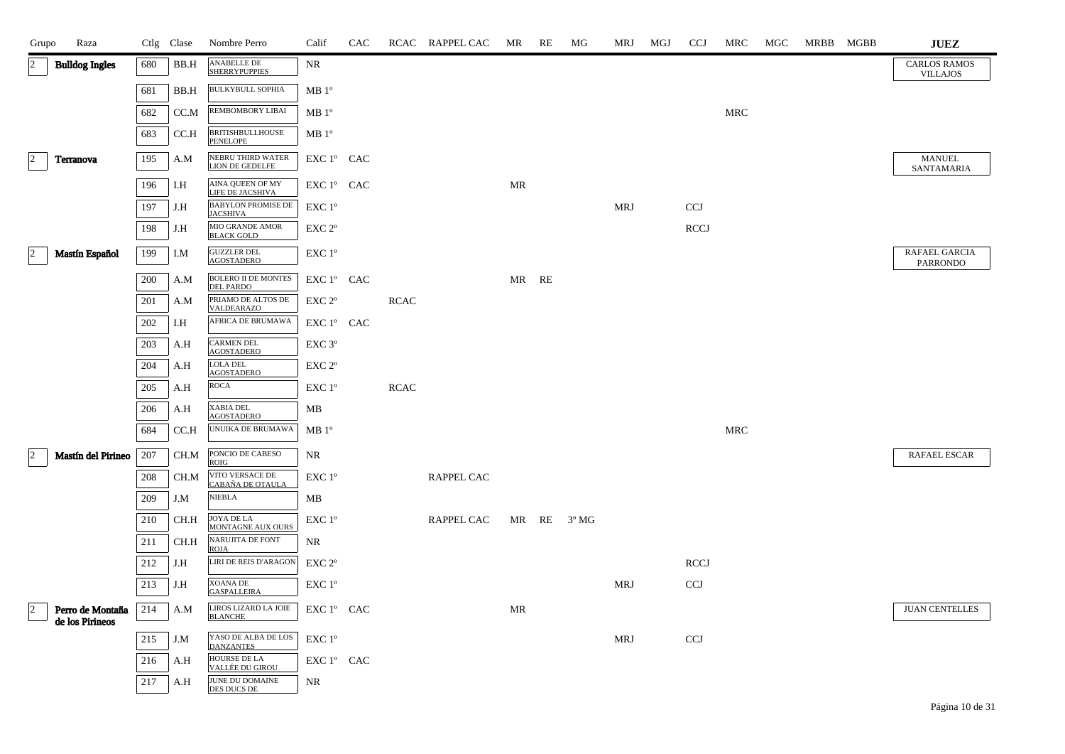| Grupo | Raza | Ctlg | Clase | Nombre Perro | Calif | CAC | RCAC | RAPPEL CAC | MR | RE | MG | MRJ | MGJ | CCJ | MRC | MGC | MRBB | MGBB | JUEZ |
|---|---|---|---|---|---|---|---|---|---|---|---|---|---|---|---|---|---|---|---|
| 2 | Bulldog Ingles | 680 | BB.H | ANABELLE DE SHERRYPUPPIES | NR | | | | | | | | | | | | | | CARLOS RAMOS VILLAJOS |
| | | 681 | BB.H | BULKYBULL SOPHIA | MB 1º | | | | | | | | | | | | | | |
| | | 682 | CC.M | REMBOMBORY LIBAI | MB 1º | | | | | | | | | | MRC | | | | |
| | | 683 | CC.H | BRITISHBULLHOUSE PENELOPE | MB 1º | | | | | | | | | | | | | | |
| 2 | Terranova | 195 | A.M | NEBRU THIRD WATER LION DE GEDELFE | EXC 1º | CAC | | | | | | | | | | | | | MANUEL SANTAMARIA |
| | | 196 | I.H | AINA QUEEN OF MY LIFE DE JACSHIVA | EXC 1º | CAC | | | MR | | | | | | | | | | |
| | | 197 | J.H | BABYLON PROMISE DE JACSHIVA | EXC 1º | | | | | | | MRJ | | CCJ | | | | | |
| | | 198 | J.H | MIO GRANDE AMOR BLACK GOLD | EXC 2º | | | | | | | | | RCCJ | | | | | |
| 2 | Mastín Español | 199 | I.M | GUZZLER DEL AGOSTADERO | EXC 1º | | | | | | | | | | | | | | RAFAEL GARCIA PARRONDO |
| | | 200 | A.M | BOLERO II DE MONTES DEL PARDO | EXC 1º | CAC | | | MR | RE | | | | | | | | | |
| | | 201 | A.M | PRIAMO DE ALTOS DE VALDEARAZO | EXC 2º | | RCAC | | | | | | | | | | | | |
| | | 202 | I.H | AFRICA DE BRUMAWA | EXC 1º | CAC | | | | | | | | | | | | | |
| | | 203 | A.H | CARMEN DEL AGOSTADERO | EXC 3º | | | | | | | | | | | | | | |
| | | 204 | A.H | LOLA DEL AGOSTADERO | EXC 2º | | | | | | | | | | | | | | |
| | | 205 | A.H | ROCA | EXC 1º | | RCAC | | | | | | | | | | | | |
| | | 206 | A.H | XABIA DEL AGOSTADERO | MB | | | | | | | | | | | | | | |
| | | 684 | CC.H | UNUIKA DE BRUMAWA | MB 1º | | | | | | | | | | MRC | | | | |
| 2 | Mastín del Pirineo | 207 | CH.M | PONCIO DE CABESO ROIG | NR | | | | | | | | | | | | | | RAFAEL ESCAR |
| | | 208 | CH.M | VITO VERSACE DE CABAÑA DE OTAULA | EXC 1º | | | RAPPEL CAC | | | | | | | | | | | |
| | | 209 | J.M | NIEBLA | MB | | | | | | | | | | | | | | |
| | | 210 | CH.H | JOYA DE LA MONTAGNE AUX OURS | EXC 1º | | | RAPPEL CAC | MR | RE | 3º MG | | | | | | | | |
| | | 211 | CH.H | NARUJITA DE FONT ROJA | NR | | | | | | | | | | | | | | |
| | | 212 | J.H | LIRI DE REIS D'ARAGON | EXC 2º | | | | | | | | | RCCJ | | | | | |
| | | 213 | J.H | XOANA DE GASPALLEIRA | EXC 1º | | | | | | | MRJ | | CCJ | | | | | |
| 2 | Perro de Montaña de los Pirineos | 214 | A.M | LIROS LIZARD LA JOIE BLANCHE | EXC 1º | CAC | | | MR | | | | | | | | | | JUAN CENTELLES |
| | | 215 | J.M | YASO DE ALBA DE LOS DANZANTES | EXC 1º | | | | | | | MRJ | | CCJ | | | | | |
| | | 216 | A.H | HOURSE DE LA VALLÉE DU GIROU | EXC 1º | CAC | | | | | | | | | | | | | |
| | | 217 | A.H | JUNE DU DOMAINE DES DUCS DE | NR | | | | | | | | | | | | | | |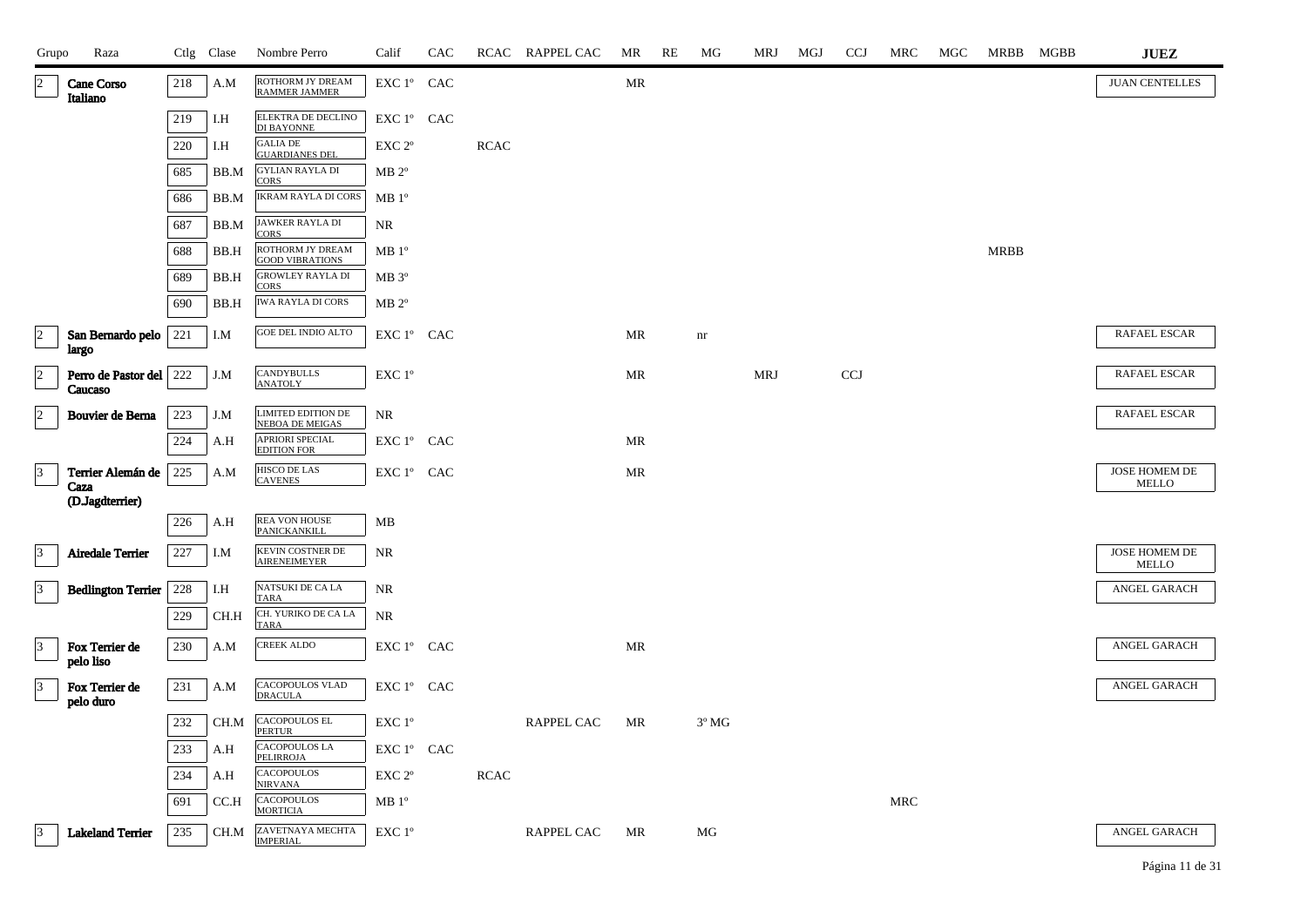| Grupo | Raza | Ctlg | Clase | Nombre Perro | Calif | CAC | RCAC | RAPPEL CAC | MR | RE | MG | MRJ | MGJ | CCJ | MRC | MGC | MRBB | MGBB | JUEZ |
|---|---|---|---|---|---|---|---|---|---|---|---|---|---|---|---|---|---|---|---|
| 2 | Cane Corso Italiano | 218 | A.M | ROTHORM JY DREAM RAMMER JAMMER | EXC 1º | CAC | | | MR | | | | | | | | | | JUAN CENTELLES |
| | | 219 | I.H | ELEKTRA DE DECLINO DI BAYONNE | EXC 1º | CAC | | | | | | | | | | | | | |
| | | 220 | I.H | GALIA DE GUARDIANES DEL | EXC 2º | | RCAC | | | | | | | | | | | | |
| | | 685 | BB.M | GYLIAN RAYLA DI CORS | MB 2º | | | | | | | | | | | | | | |
| | | 686 | BB.M | IKRAM RAYLA DI CORS | MB 1º | | | | | | | | | | | | | | |
| | | 687 | BB.M | JAWKER RAYLA DI CORS | NR | | | | | | | | | | | | | | |
| | | 688 | BB.H | ROTHORM JY DREAM GOOD VIBRATIONS | MB 1º | | | | | | | | | | | | MRBB | | |
| | | 689 | BB.H | GROWLEY RAYLA DI CORS | MB 3º | | | | | | | | | | | | | | |
| | | 690 | BB.H | IWA RAYLA DI CORS | MB 2º | | | | | | | | | | | | | | |
| 2 | San Bernardo pelo largo | 221 | I.M | GOE DEL INDIO ALTO | EXC 1º | CAC | | | MR | | nr | | | | | | | | RAFAEL ESCAR |
| 2 | Perro de Pastor del Caucaso | 222 | J.M | CANDYBULLS ANATOLY | EXC 1º | | | | MR | | | MRJ | | CCJ | | | | | RAFAEL ESCAR |
| 2 | Bouvier de Berna | 223 | J.M | LIMITED EDITION DE NEBOA DE MEIGAS | NR | | | | | | | | | | | | | | RAFAEL ESCAR |
| | | 224 | A.H | APRIORI SPECIAL EDITION FOR | EXC 1º | CAC | | | MR | | | | | | | | | | |
| 3 | Terrier Alemán de Caza (D.Jagdterrier) | 225 | A.M | HISCO DE LAS CAVENES | EXC 1º | CAC | | | MR | | | | | | | | | | JOSE HOMEM DE MELLO |
| | | 226 | A.H | REA VON HOUSE PANICKANKILL | MB | | | | | | | | | | | | | | |
| 3 | Airedale Terrier | 227 | I.M | KEVIN COSTNER DE AIRENEIMEYER | NR | | | | | | | | | | | | | | JOSE HOMEM DE MELLO |
| 3 | Bedlington Terrier | 228 | I.H | NATSUKI DE CA LA TARA | NR | | | | | | | | | | | | | | ANGEL GARACH |
| | | 229 | CH.H | CH. YURIKO DE CA LA TARA | NR | | | | | | | | | | | | | | |
| 3 | Fox Terrier de pelo liso | 230 | A.M | CREEK ALDO | EXC 1º | CAC | | | MR | | | | | | | | | | ANGEL GARACH |
| 3 | Fox Terrier de pelo duro | 231 | A.M | CACOPOULOS VLAD DRACULA | EXC 1º | CAC | | | | | | | | | | | | | ANGEL GARACH |
| | | 232 | CH.M | CACOPOULOS EL PERTUR | EXC 1º | | | RAPPEL CAC | MR | | 3º MG | | | | | | | | |
| | | 233 | A.H | CACOPOULOS LA PELIRROJA | EXC 1º | CAC | | | | | | | | | | | | | |
| | | 234 | A.H | CACOPOULOS NIRVANA | EXC 2º | | RCAC | | | | | | | | | | | | |
| | | 691 | CC.H | CACOPOULOS MORTICIA | MB 1º | | | | | | | | | | MRC | | | | |
| 3 | Lakeland Terrier | 235 | CH.M | ZAVETNAYA MECHTA IMPERIAL | EXC 1º | | | RAPPEL CAC | MR | | MG | | | | | | | | ANGEL GARACH |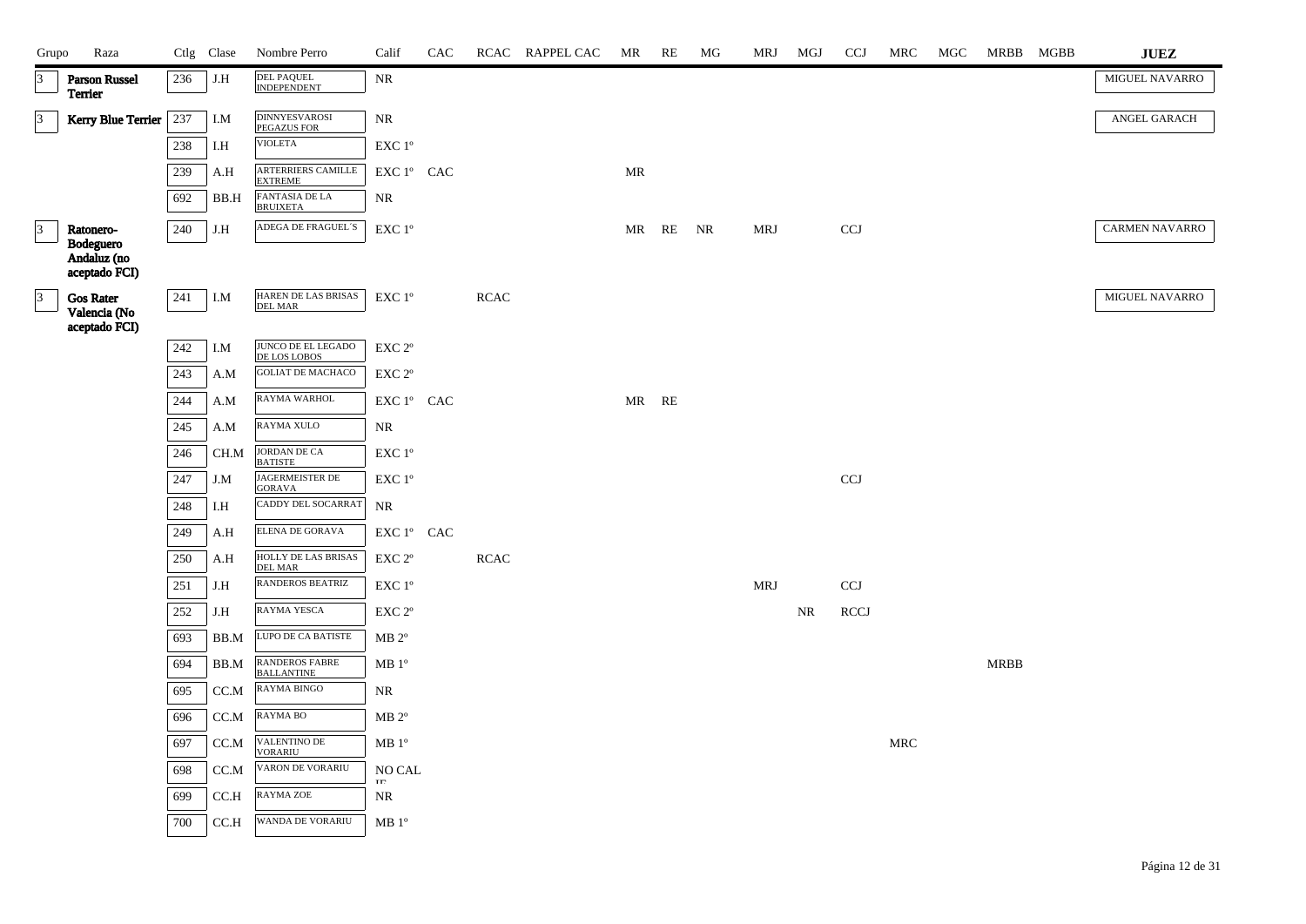| Grupo | Raza | Ctlg | Clase | Nombre Perro | Calif | CAC | RCAC | RAPPEL CAC | MR | RE | MG | MRJ | MGJ | CCJ | MRC | MGC | MRBB | MGBB | JUEZ |
|---|---|---|---|---|---|---|---|---|---|---|---|---|---|---|---|---|---|---|---|
| 3 | Parson Russel Terrier | 236 | J.H | DEL PAQUEL INDEPENDENT | NR | | | | | | | | | | | | | | MIGUEL NAVARRO |
| 3 | Kerry Blue Terrier | 237 | I.M | DINNYESVAROSI PEGAZUS FOR | NR | | | | | | | | | | | | | | ANGEL GARACH |
| | | 238 | I.H | VIOLETA | EXC 1º | | | | | | | | | | | | | | |
| | | 239 | A.H | ARTERRIERS CAMILLE EXTREME | EXC 1º | CAC | | | MR | | | | | | | | | | |
| | | 692 | BB.H | FANTASIA DE LA BRUIXETA | NR | | | | | | | | | | | | | | |
| 3 | Ratonero-Bodeguero Andaluz (no aceptado FCI) | 240 | J.H | ADEGA DE FRAGUEL´S | EXC 1º | | | | MR | RE | NR | MRJ | | CCJ | | | | | CARMEN NAVARRO |
| 3 | Gos Rater Valencia (No aceptado FCI) | 241 | I.M | HAREN DE LAS BRISAS DEL MAR | EXC 1º | | RCAC | | | | | | | | | | | | MIGUEL NAVARRO |
| | | 242 | I.M | JUNCO DE EL LEGADO DE LOS LOBOS | EXC 2º | | | | | | | | | | | | | | |
| | | 243 | A.M | GOLIAT DE MACHACO | EXC 2º | | | | | | | | | | | | | | |
| | | 244 | A.M | RAYMA WARHOL | EXC 1º | CAC | | | MR | RE | | | | | | | | | |
| | | 245 | A.M | RAYMA XULO | NR | | | | | | | | | | | | | | |
| | | 246 | CH.M | JORDAN DE CA BATISTE | EXC 1º | | | | | | | | | | | | | | |
| | | 247 | J.M | JAGERMEISTER DE GORAVA | EXC 1º | | | | | | | | | CCJ | | | | | |
| | | 248 | I.H | CADDY DEL SOCARRAT | NR | | | | | | | | | | | | | | |
| | | 249 | A.H | ELENA DE GORAVA | EXC 1º | CAC | | | | | | | | | | | | | |
| | | 250 | A.H | HOLLY DE LAS BRISAS DEL MAR | EXC 2º | | RCAC | | | | | | | | | | | | |
| | | 251 | J.H | RANDEROS BEATRIZ | EXC 1º | | | | | | | MRJ | | CCJ | | | | | |
| | | 252 | J.H | RAYMA YESCA | EXC 2º | | | | | | | | NR | RCCJ | | | | | |
| | | 693 | BB.M | LUPO DE CA BATISTE | MB 2º | | | | | | | | | | | | | | |
| | | 694 | BB.M | RANDEROS FABRE BALLANTINE | MB 1º | | | | | | | | | | | | MRBB | | |
| | | 695 | CC.M | RAYMA BINGO | NR | | | | | | | | | | | | | | |
| | | 696 | CC.M | RAYMA BO | MB 2º | | | | | | | | | | | | | | |
| | | 697 | CC.M | VALENTINO DE VORARIU | MB 1º | | | | | | | | | | MRC | | | | |
| | | 698 | CC.M | VARON DE VORARIU | NO CALIF | | | | | | | | | | | | | | |
| | | 699 | CC.H | RAYMA ZOE | NR | | | | | | | | | | | | | | |
| | | 700 | CC.H | WANDA DE VORARIU | MB 1º | | | | | | | | | | | | | | |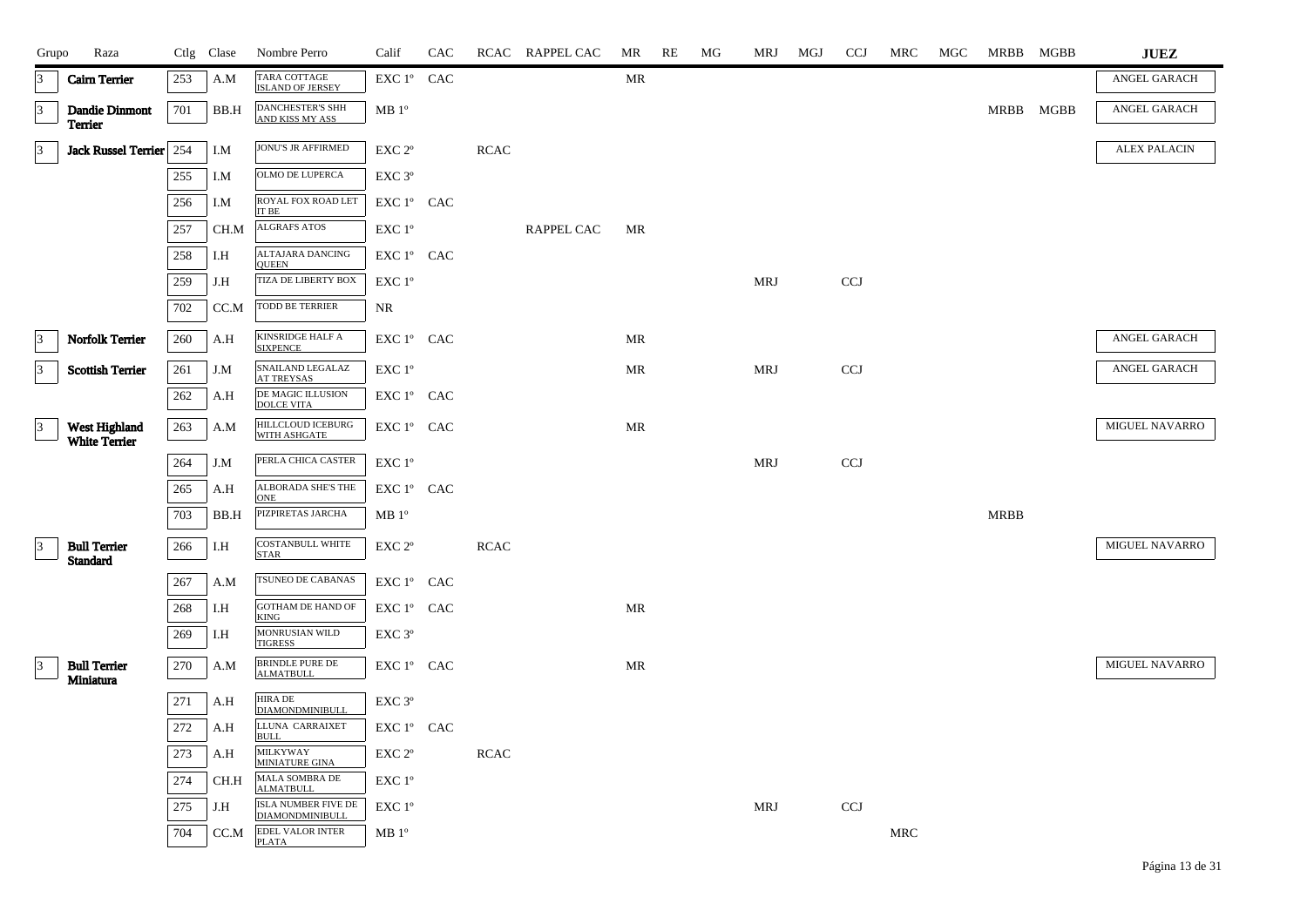| Grupo | Raza | Ctlg | Clase | Nombre Perro | Calif | CAC | RCAC | RAPPEL CAC | MR | RE | MG | MRJ | MGJ | CCJ | MRC | MGC | MRBB | MGBB | JUEZ |
|---|---|---|---|---|---|---|---|---|---|---|---|---|---|---|---|---|---|---|---|
| 3 | Cairn Terrier | 253 | A.M | TARA COTTAGE ISLAND OF JERSEY | EXC 1º | CAC | | | MR | | | | | | | | | | ANGEL GARACH |
| 3 | Dandie Dinmont Terrier | 701 | BB.H | DANCHESTER'S SHH AND KISS MY ASS | MB 1º | | | | | | | | | | | | MRBB | MGBB | ANGEL GARACH |
| 3 | Jack Russel Terrier | 254 | I.M | JONU'S JR AFFIRMED | EXC 2º | | RCAC | | | | | | | | | | | | ALEX PALACIN |
| | | 255 | I.M | OLMO DE LUPERCA | EXC 3º | | | | | | | | | | | | | | |
| | | 256 | I.M | ROYAL FOX ROAD LET IT BE | EXC 1º | CAC | | | | | | | | | | | | | |
| | | 257 | CH.M | ALGRAFS ATOS | EXC 1º | | | RAPPEL CAC | MR | | | | | | | | | | |
| | | 258 | I.H | ALTAJARA DANCING QUEEN | EXC 1º | CAC | | | | | | | | | | | | | |
| | | 259 | J.H | TIZA DE LIBERTY BOX | EXC 1º | | | | | | | MRJ | | CCJ | | | | | |
| | | 702 | CC.M | TODD BE TERRIER | NR | | | | | | | | | | | | | | |
| 3 | Norfolk Terrier | 260 | A.H | KINSRIDGE HALF A SIXPENCE | EXC 1º | CAC | | | MR | | | | | | | | | | ANGEL GARACH |
| 3 | Scottish Terrier | 261 | J.M | SNAILAND LEGALAZ AT TREYSAS | EXC 1º | | | | MR | | | MRJ | | CCJ | | | | | ANGEL GARACH |
| | | 262 | A.H | DE MAGIC ILLUSION DOLCE VITA | EXC 1º | CAC | | | | | | | | | | | | | |
| 3 | West Highland White Terrier | 263 | A.M | HILLCLOUD ICEBURG WITH ASHGATE | EXC 1º | CAC | | | MR | | | | | | | | | | MIGUEL NAVARRO |
| | | 264 | J.M | PERLA CHICA CASTER | EXC 1º | | | | | | | MRJ | | CCJ | | | | | |
| | | 265 | A.H | ALBORADA SHE'S THE ONE | EXC 1º | CAC | | | | | | | | | | | | | |
| | | 703 | BB.H | PIZPIRETAS JARCHA | MB 1º | | | | | | | | | | | | MRBB | | |
| 3 | Bull Terrier Standard | 266 | I.H | COSTANBULL WHITE STAR | EXC 2º | | RCAC | | | | | | | | | | | | MIGUEL NAVARRO |
| | | 267 | A.M | TSUNEO DE CABANAS | EXC 1º | CAC | | | | | | | | | | | | | |
| | | 268 | I.H | GOTHAM DE HAND OF KING | EXC 1º | CAC | | | MR | | | | | | | | | | |
| | | 269 | I.H | MONRUSIAN WILD TIGRESS | EXC 3º | | | | | | | | | | | | | | |
| 3 | Bull Terrier Miniatura | 270 | A.M | BRINDLE PURE DE ALMATBULL | EXC 1º | CAC | | | MR | | | | | | | | | | MIGUEL NAVARRO |
| | | 271 | A.H | HIRA DE DIAMONDMINIBULL | EXC 3º | | | | | | | | | | | | | | |
| | | 272 | A.H | LLUNA CARRAIXET BULL | EXC 1º | CAC | | | | | | | | | | | | | |
| | | 273 | A.H | MILKYWAY MINIATURE GINA | EXC 2º | | RCAC | | | | | | | | | | | | |
| | | 274 | CH.H | MALA SOMBRA DE ALMATBULL | EXC 1º | | | | | | | | | | | | | | |
| | | 275 | J.H | ISLA NUMBER FIVE DE DIAMONDMINIBULL | EXC 1º | | | | | | | MRJ | | CCJ | | | | | |
| | | 704 | CC.M | EDEL VALOR INTER PLATA | MB 1º | | | | | | | | | | MRC | | | | |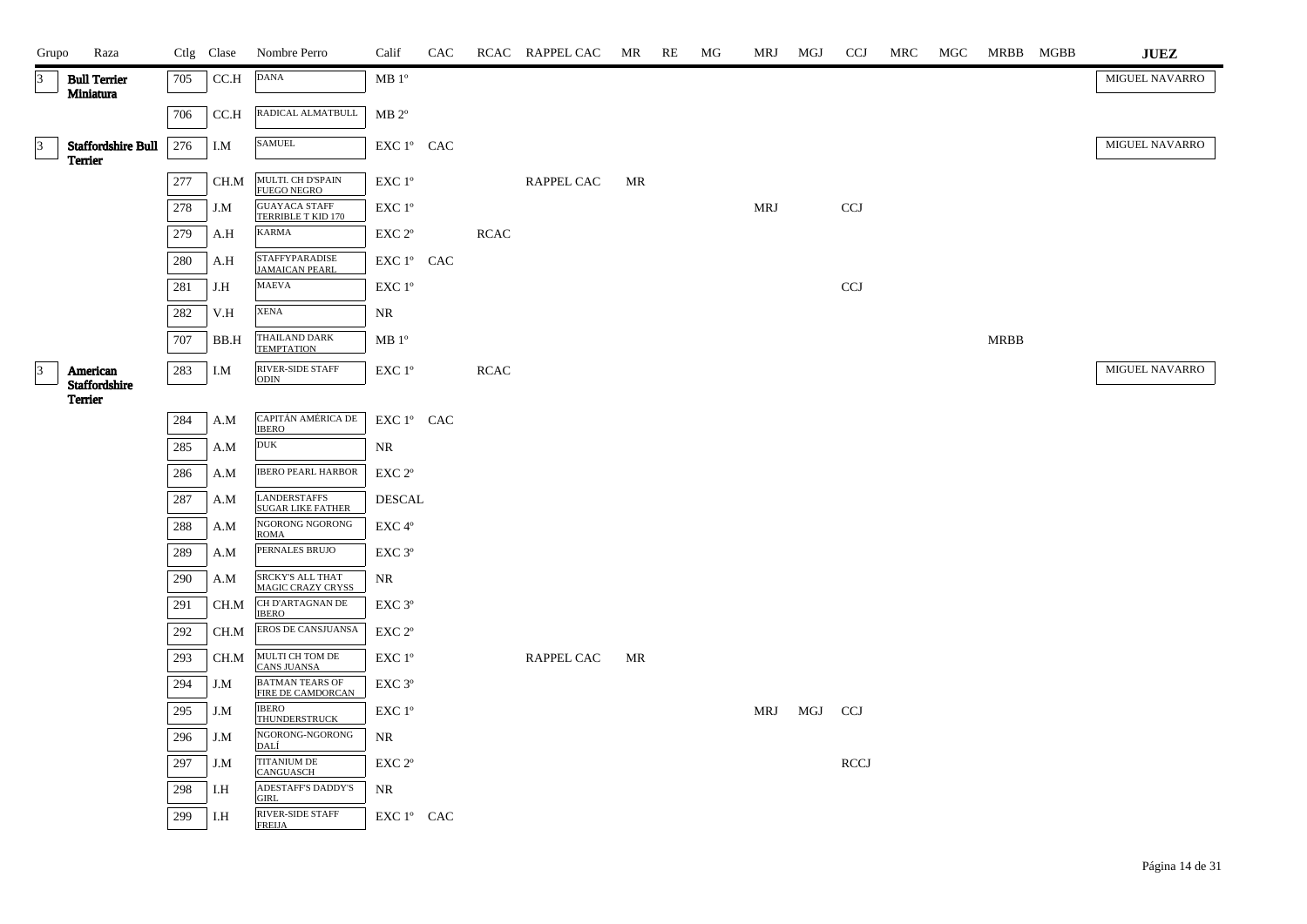| Grupo | Raza | Ctlg | Clase | Nombre Perro | Calif | CAC | RCAC | RAPPEL CAC | MR | RE | MG | MRJ | MGJ | CCJ | MRC | MGC | MRBB | MGBB | JUEZ |
|---|---|---|---|---|---|---|---|---|---|---|---|---|---|---|---|---|---|---|---|
| 3 | **Bull Terrier Miniatura** | 705 | CC.H | DANA | MB 1º | | | | | | | | | | | | | | MIGUEL NAVARRO |
| | | 706 | CC.H | RADICAL ALMATBULL | MB 2º | | | | | | | | | | | | | | |
| 3 | **Staffordshire Bull Terrier** | 276 | I.M | SAMUEL | EXC 1º | CAC | | | | | | | | | | | | | MIGUEL NAVARRO |
| | | 277 | CH.M | MULTI. CH D'SPAIN FUEGO NEGRO | EXC 1º | | | RAPPEL CAC | MR | | | | | | | | | | |
| | | 278 | J.M | GUAYACA STAFF TERRIBLE T KID 170 | EXC 1º | | | | | | | MRJ | | CCJ | | | | | |
| | | 279 | A.H | KARMA | EXC 2º | | RCAC | | | | | | | | | | | | |
| | | 280 | A.H | STAFFYPARADISE JAMAICAN PEARL | EXC 1º | CAC | | | | | | | | | | | | | |
| | | 281 | J.H | MAEVA | EXC 1º | | | | | | | | | CCJ | | | | | |
| | | 282 | V.H | XENA | NR | | | | | | | | | | | | | | |
| | | 707 | BB.H | THAILAND DARK TEMPTATION | MB 1º | | | | | | | | | | | | MRBB | | |
| 3 | **American Staffordshire Terrier** | 283 | I.M | RIVER-SIDE STAFF ODIN | EXC 1º | | RCAC | | | | | | | | | | | | MIGUEL NAVARRO |
| | | 284 | A.M | CAPITÁN AMÉRICA DE IBERO | EXC 1º | CAC | | | | | | | | | | | | | |
| | | 285 | A.M | DUK | NR | | | | | | | | | | | | | | |
| | | 286 | A.M | IBERO PEARL HARBOR | EXC 2º | | | | | | | | | | | | | | |
| | | 287 | A.M | LANDERSTAFFS SUGAR LIKE FATHER | DESCAL | | | | | | | | | | | | | | |
| | | 288 | A.M | NGORONG NGORONG ROMA | EXC 4º | | | | | | | | | | | | | | |
| | | 289 | A.M | PERNALES BRUJO | EXC 3º | | | | | | | | | | | | | | |
| | | 290 | A.M | SRCKY'S ALL THAT MAGIC CRAZY CRYSS | NR | | | | | | | | | | | | | | |
| | | 291 | CH.M | CH D'ARTAGNAN DE IBERO | EXC 3º | | | | | | | | | | | | | | |
| | | 292 | CH.M | EROS DE CANSJUANSA | EXC 2º | | | | | | | | | | | | | | |
| | | 293 | CH.M | MULTI CH TOM DE CANS JUANSA | EXC 1º | | | RAPPEL CAC | MR | | | | | | | | | | |
| | | 294 | J.M | BATMAN TEARS OF FIRE DE CAMDORCAN | EXC 3º | | | | | | | | | | | | | | |
| | | 295 | J.M | IBERO THUNDERSTRUCK | EXC 1º | | | | | | | MRJ | MGJ | CCJ | | | | | |
| | | 296 | J.M | NGORONG-NGORONG DALÍ | NR | | | | | | | | | | | | | | |
| | | 297 | J.M | TITANIUM DE CANGUASCH | EXC 2º | | | | | | | | | RCCJ | | | | | |
| | | 298 | I.H | ADESTAFF'S DADDY'S GIRL | NR | | | | | | | | | | | | | | |
| | | 299 | I.H | RIVER-SIDE STAFF FREIJA | EXC 1º | CAC | | | | | | | | | | | | | |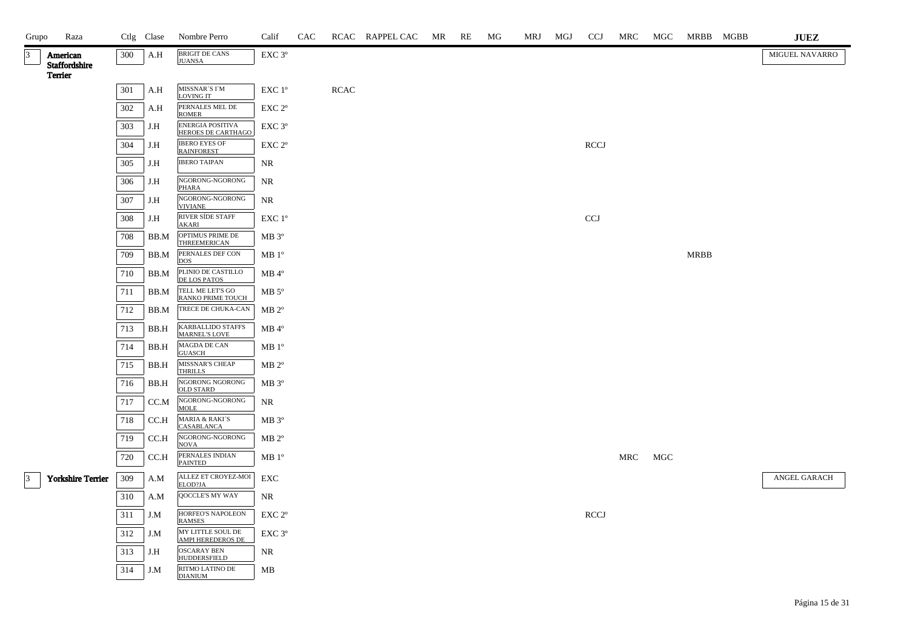| Grupo | Raza | Ctlg | Clase | Nombre Perro | Calif | CAC | RCAC | RAPPEL CAC | MR | RE | MG | MRJ | MGJ | CCJ | MRC | MGC | MRBB | MGBB | JUEZ |
|---|---|---|---|---|---|---|---|---|---|---|---|---|---|---|---|---|---|---|---|
| 3 | American Staffordshire Terrier | 300 | A.H | BRIGIT DE CANS JUANSA | EXC 3º | | | | | | | | | | | | | | MIGUEL NAVARRO |
| | | 301 | A.H | MISSNAR´S I´M LOVING IT | EXC 1º | | RCAC | | | | | | | | | | | | |
| | | 302 | A.H | PERNALES MEL DE ROMER | EXC 2º | | | | | | | | | | | | | | |
| | | 303 | J.H | ENERGIA POSITIVA HEROES DE CARTHAGO | EXC 3º | | | | | | | | | | | | | | |
| | | 304 | J.H | IBERO EYES OF RAINFOREST | EXC 2º | | | | | | | | | RCCJ | | | | | |
| | | 305 | J.H | IBERO TAIPAN | NR | | | | | | | | | | | | | | |
| | | 306 | J.H | NGORONG-NGORONG PHARA | NR | | | | | | | | | | | | | | |
| | | 307 | J.H | NGORONG-NGORONG VIVIANE | NR | | | | | | | | | | | | | | |
| | | 308 | J.H | RIVER SÍDE STAFF AKARI | EXC 1º | | | | | | | | | CCJ | | | | | |
| | | 708 | BB.M | OPTIMUS PRIME DE THREEMERICAN | MB 3º | | | | | | | | | | | | | | |
| | | 709 | BB.M | PERNALES DEF CON DOS | MB 1º | | | | | | | | | | | | MRBB | | |
| | | 710 | BB.M | PLINIO DE CASTILLO DE LOS PATOS | MB 4º | | | | | | | | | | | | | | |
| | | 711 | BB.M | TELL ME LET'S GO RANKO PRIME TOUCH | MB 5º | | | | | | | | | | | | | | |
| | | 712 | BB.M | TRECE DE CHUKA-CAN | MB 2º | | | | | | | | | | | | | | |
| | | 713 | BB.H | KARBALLIDO STAFFS MARNEL'S LOVE | MB 4º | | | | | | | | | | | | | | |
| | | 714 | BB.H | MAGDA DE CAN GUASCH | MB 1º | | | | | | | | | | | | | | |
| | | 715 | BB.H | MISSNAR'S CHEAP THRILLS | MB 2º | | | | | | | | | | | | | | |
| | | 716 | BB.H | NGORONG NGORONG OLD STARD | MB 3º | | | | | | | | | | | | | | |
| | | 717 | CC.M | NGORONG-NGORONG MOLE | NR | | | | | | | | | | | | | | |
| | | 718 | CC.H | MARIA & RAKI´S CASABLANCA | MB 3º | | | | | | | | | | | | | | |
| | | 719 | CC.H | NGORONG-NGORONG NOVA | MB 2º | | | | | | | | | | | | | | |
| | | 720 | CC.H | PERNALES INDIAN PAINTED | MB 1º | | | | | | | | | | MRC | MGC | | | |
| 3 | Yorkshire Terrier | 309 | A.M | ALLEZ ET CROYEZ-MOI ELOD?JA | EXC | | | | | | | | | | | | | | ANGEL GARACH |
| | | 310 | A.M | QOCCLE'S MY WAY | NR | | | | | | | | | | | | | | |
| | | 311 | J.M | HORFEO'S NAPOLEON RAMSES | EXC 2º | | | | | | | | | RCCJ | | | | | |
| | | 312 | J.M | MY LITTLE SOUL DE AMPI HEREDEROS DE | EXC 3º | | | | | | | | | | | | | | |
| | | 313 | J.H | OSCARAY BEN HUDDERSFIELD | NR | | | | | | | | | | | | | | |
| | | 314 | J.M | RITMO LATINO DE DIANIUM | MB | | | | | | | | | | | | | | |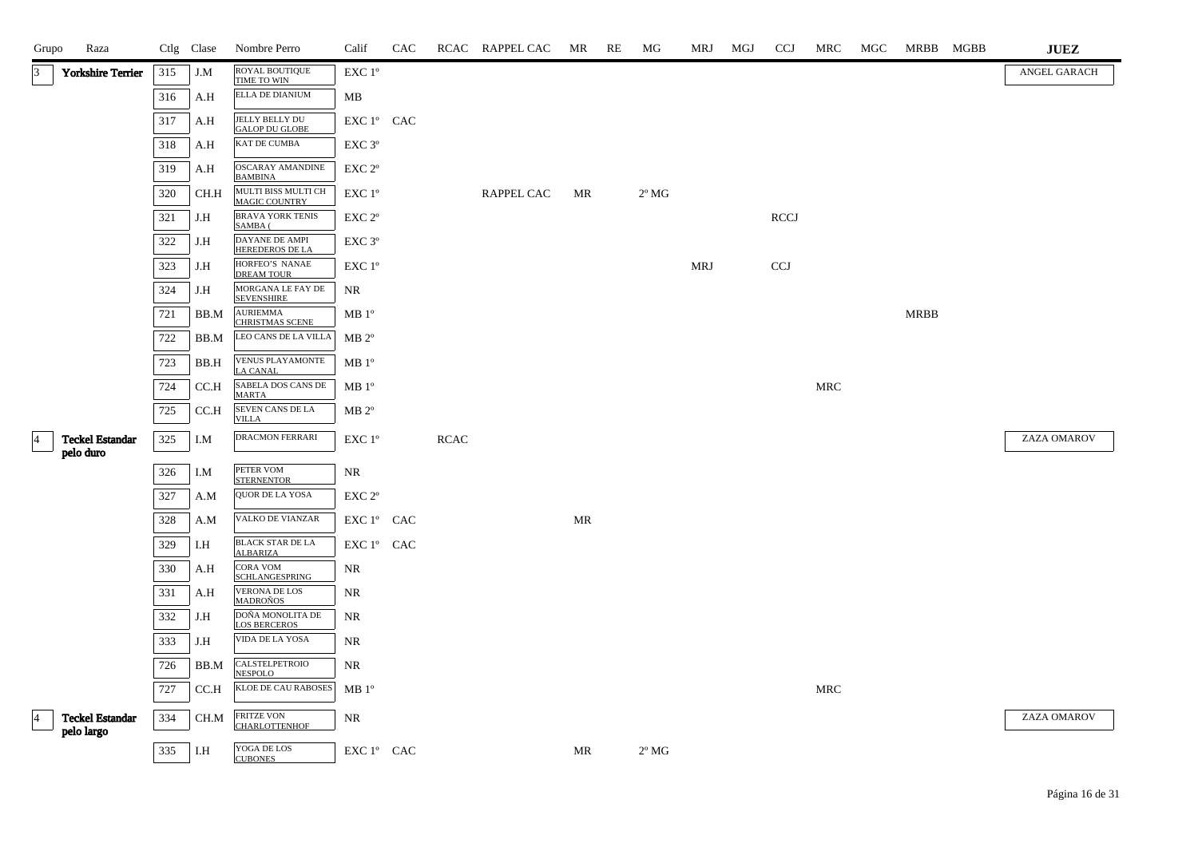| Grupo | Raza | Ctlg | Clase | Nombre Perro | Calif | CAC | RCAC | RAPPEL CAC | MR | RE | MG | MRJ | MGJ | CCJ | MRC | MGC | MRBB | MGBB | JUEZ |
|---|---|---|---|---|---|---|---|---|---|---|---|---|---|---|---|---|---|---|---|
| 3 | Yorkshire Terrier | 315 | J.M | ROYAL BOUTIQUE TIME TO WIN | EXC 1º | | | | | | | | | | | | | | ANGEL GARACH |
| | | 316 | A.H | ELLA DE DIANIUM | MB | | | | | | | | | | | | | | |
| | | 317 | A.H | JELLY BELLY DU GALOP DU GLOBE | EXC 1º | CAC | | | | | | | | | | | | | |
| | | 318 | A.H | KAT DE CUMBA | EXC 3º | | | | | | | | | | | | | | |
| | | 319 | A.H | OSCARAY AMANDINE BAMBINA | EXC 2º | | | | | | | | | | | | | | |
| | | 320 | CH.H | MULTI BISS MULTI CH MAGIC COUNTRY | EXC 1º | | | RAPPEL CAC | MR | | 2º MG | | | | | | | | |
| | | 321 | J.H | BRAVA YORK TENIS SAMBA ( | EXC 2º | | | | | | | | | RCCJ | | | | | |
| | | 322 | J.H | DAYANE DE AMPI HEREDEROS DE LA | EXC 3º | | | | | | | | | | | | | | |
| | | 323 | J.H | HORFEO'S NANAE DREAM TOUR | EXC 1º | | | | | | | MRJ | | CCJ | | | | | |
| | | 324 | J.H | MORGANA LE FAY DE SEVENSHIRE | NR | | | | | | | | | | | | | | |
| | | 721 | BB.M | AURIEMMA CHRISTMAS SCENE | MB 1º | | | | | | | | | | | | MRBB | | |
| | | 722 | BB.M | LEO CANS DE LA VILLA | MB 2º | | | | | | | | | | | | | | |
| | | 723 | BB.H | VENUS PLAYAMONTE LA CANAL | MB 1º | | | | | | | | | | | | | | |
| | | 724 | CC.H | SABELA DOS CANS DE MARTA | MB 1º | | | | | | | | | | MRC | | | | |
| | | 725 | CC.H | SEVEN CANS DE LA VILLA | MB 2º | | | | | | | | | | | | | | |
| 4 | Teckel Estandar pelo duro | 325 | I.M | DRACMON FERRARI | EXC 1º | | RCAC | | | | | | | | | | | | ZAZA OMAROV |
| | | 326 | I.M | PETER VOM STERNENTOR | NR | | | | | | | | | | | | | | |
| | | 327 | A.M | QUOR DE LA YOSA | EXC 2º | | | | | | | | | | | | | | |
| | | 328 | A.M | VALKO DE VIANZAR | EXC 1º | CAC | | | MR | | | | | | | | | | |
| | | 329 | I.H | BLACK STAR DE LA ALBARIZA | EXC 1º | CAC | | | | | | | | | | | | | |
| | | 330 | A.H | CORA VOM SCHLANGESPRING | NR | | | | | | | | | | | | | | |
| | | 331 | A.H | VERONA DE LOS MADROÑOS | NR | | | | | | | | | | | | | | |
| | | 332 | J.H | DOÑA MONOLITA DE LOS BERCEROS | NR | | | | | | | | | | | | | | |
| | | 333 | J.H | VIDA DE LA YOSA | NR | | | | | | | | | | | | | | |
| | | 726 | BB.M | CALSTELPETROIO NESPOLO | NR | | | | | | | | | | | | | | |
| | | 727 | CC.H | KLOE DE CAU RABOSES | MB 1º | | | | | | | | | | MRC | | | | |
| 4 | Teckel Estandar pelo largo | 334 | CH.M | FRITZE VON CHARLOTTENHOF | NR | | | | | | | | | | | | | | ZAZA OMAROV |
| | | 335 | I.H | YOGA DE LOS CUBONES | EXC 1º | CAC | | | MR | | 2º MG | | | | | | | | |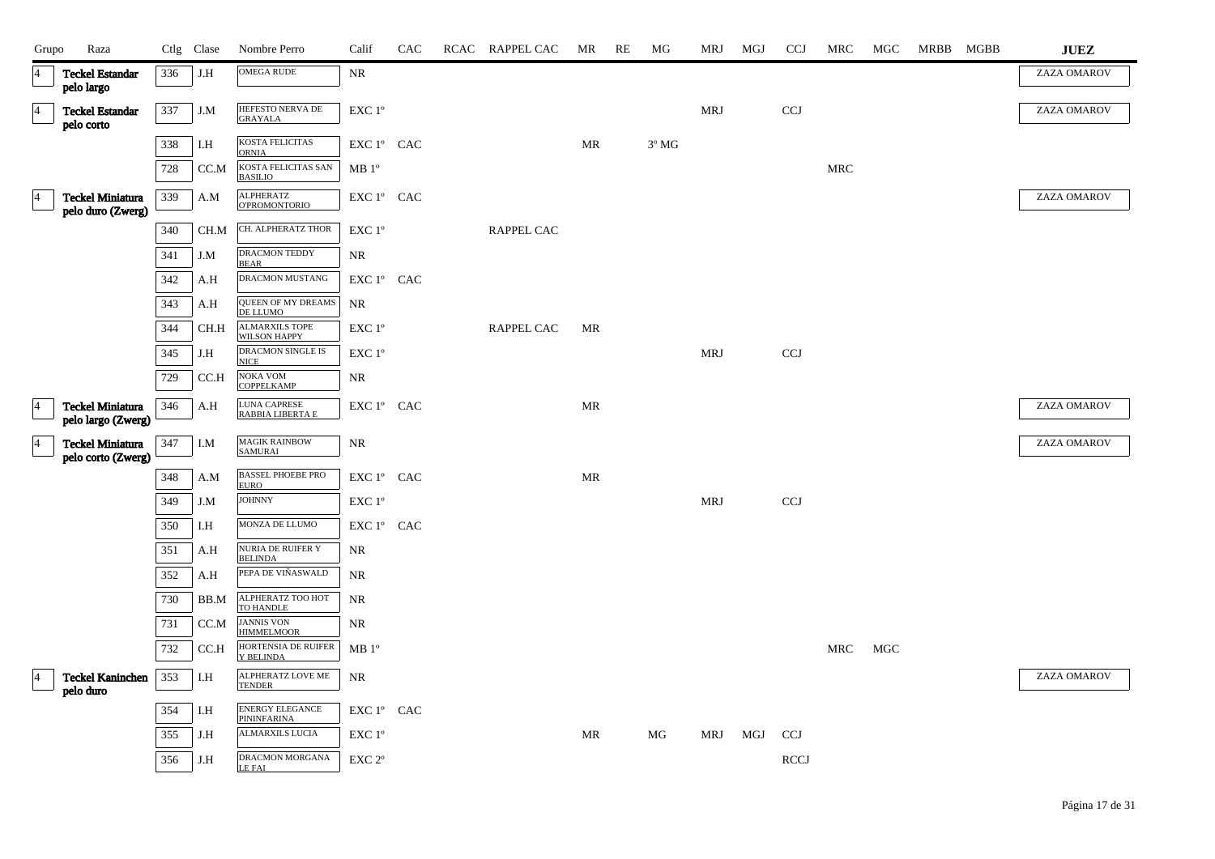| Grupo | Raza | Ctlg | Clase | Nombre Perro | Calif | CAC | RCAC | RAPPEL CAC | MR | RE | MG | MRJ | MGJ | CCJ | MRC | MGC | MRBB | MGBB | JUEZ |
|---|---|---|---|---|---|---|---|---|---|---|---|---|---|---|---|---|---|---|---|
| 4 | Teckel Estandar pelo largo | 336 | J.H | OMEGA RUDE | NR | | | | | | | | | | | | | | ZAZA OMAROV |
| 4 | Teckel Estandar pelo corto | 337 | J.M | HEFESTO NERVA DE GRAYALA | EXC 1º | | | | | | | MRJ | | CCJ | | | | | ZAZA OMAROV |
| | | 338 | I.H | KOSTA FELICITAS ORNIA | EXC 1º | CAC | | | MR | | 3º MG | | | | | | | | |
| | | 728 | CC.M | KOSTA FELICITAS SAN BASILIO | MB 1º | | | | | | | | | | MRC | | | | |
| 4 | Teckel Miniatura pelo duro (Zwerg) | 339 | A.M | ALPHERATZ O'PROMONTORIO | EXC 1º | CAC | | | | | | | | | | | | | ZAZA OMAROV |
| | | 340 | CH.M | CH. ALPHERATZ THOR | EXC 1º | | | RAPPEL CAC | | | | | | | | | | | |
| | | 341 | J.M | DRACMON TEDDY BEAR | NR | | | | | | | | | | | | | | |
| | | 342 | A.H | DRACMON MUSTANG | EXC 1º | CAC | | | | | | | | | | | | | |
| | | 343 | A.H | QUEEN OF MY DREAMS DE LLUMO | NR | | | | | | | | | | | | | | |
| | | 344 | CH.H | ALMARXILS TOPE WILSON HAPPY | EXC 1º | | | RAPPEL CAC | MR | | | | | | | | | | |
| | | 345 | J.H | DRACMON SINGLE IS NICE | EXC 1º | | | | | | | MRJ | | CCJ | | | | | |
| | | 729 | CC.H | NOKA VOM COPPELKAMP | NR | | | | | | | | | | | | | | |
| 4 | Teckel Miniatura pelo largo (Zwerg) | 346 | A.H | LUNA CAPRESE RABBIA LIBERTA E | EXC 1º | CAC | | | MR | | | | | | | | | | ZAZA OMAROV |
| 4 | Teckel Miniatura pelo corto (Zwerg) | 347 | I.M | MAGIK RAINBOW SAMURAI | NR | | | | | | | | | | | | | | ZAZA OMAROV |
| | | 348 | A.M | BASSEL PHOEBE PRO EURO | EXC 1º | CAC | | | MR | | | | | | | | | | |
| | | 349 | J.M | JOHNNY | EXC 1º | | | | | | | MRJ | | CCJ | | | | | |
| | | 350 | I.H | MONZA DE LLUMO | EXC 1º | CAC | | | | | | | | | | | | | |
| | | 351 | A.H | NURIA DE RUIFER Y BELINDA | NR | | | | | | | | | | | | | | |
| | | 352 | A.H | PEPA DE VIÑASWALD | NR | | | | | | | | | | | | | | |
| | | 730 | BB.M | ALPHERATZ TOO HOT TO HANDLE | NR | | | | | | | | | | | | | | |
| | | 731 | CC.M | JANNIS VON HIMMELMOOR | NR | | | | | | | | | | | | | | |
| | | 732 | CC.H | HORTENSIA DE RUIFER Y BELINDA | MB 1º | | | | | | | | | | MRC | MGC | | | |
| 4 | Teckel Kaninchen pelo duro | 353 | I.H | ALPHERATZ LOVE ME TENDER | NR | | | | | | | | | | | | | | ZAZA OMAROV |
| | | 354 | I.H | ENERGY ELEGANCE PININFARINA | EXC 1º | CAC | | | | | | | | | | | | | |
| | | 355 | J.H | ALMARXILS LUCIA | EXC 1º | | | | MR | | MG | MRJ | MGJ | CCJ | | | | | |
| | | 356 | J.H | DRACMON MORGANA LE FAI | EXC 2º | | | | | | | | | RCCJ | | | | | |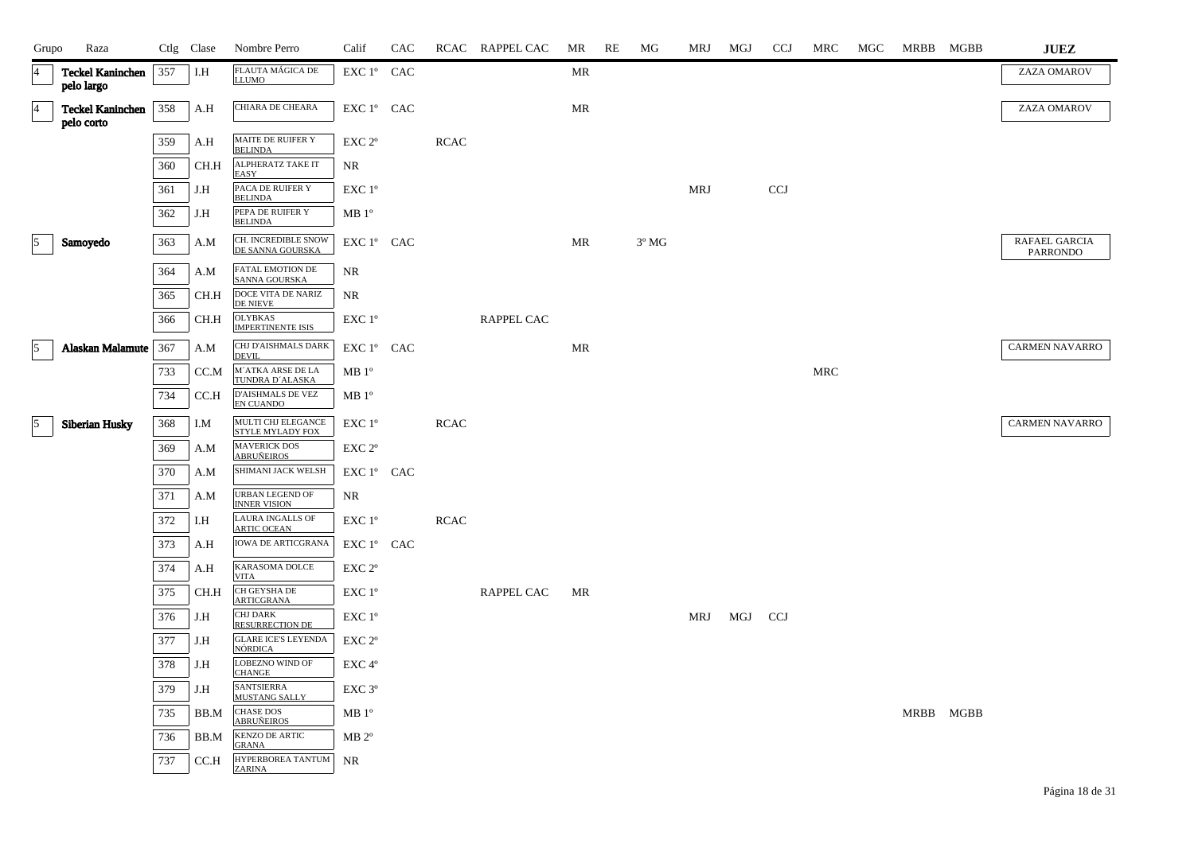| Grupo | Raza | Ctlg | Clase | Nombre Perro | Calif | CAC | RCAC | RAPPEL CAC | MR | RE | MG | MRJ | MGJ | CCJ | MRC | MGC | MRBB | MGBB | JUEZ |
|---|---|---|---|---|---|---|---|---|---|---|---|---|---|---|---|---|---|---|---|
| 4 | **Teckel Kaninchen pelo largo** | 357 | I.H | FLAUTA MÁGICA DE LLUMO | EXC 1º | CAC | | | MR | | | | | | | | | | ZAZA OMAROV |
| 4 | **Teckel Kaninchen pelo corto** | 358 | A.H | CHIARA DE CHEARA | EXC 1º | CAC | | | MR | | | | | | | | | | ZAZA OMAROV |
| | | 359 | A.H | MAITE DE RUIFER Y BELINDA | EXC 2º | | RCAC | | | | | | | | | | | | |
| | | 360 | CH.H | ALPHERATZ TAKE IT EASY | NR | | | | | | | | | | | | | | |
| | | 361 | J.H | PACA DE RUIFER Y BELINDA | EXC 1º | | | | | | | MRJ | | CCJ | | | | | |
| | | 362 | J.H | PEPA DE RUIFER Y BELINDA | MB 1º | | | | | | | | | | | | | | |
| 5 | **Samoyedo** | 363 | A.M | CH. INCREDIBLE SNOW DE SANNA GOURSKA | EXC 1º | CAC | | | MR | | 3º MG | | | | | | | | RAFAEL GARCIA PARRONDO |
| | | 364 | A.M | FATAL EMOTION DE SANNA GOURSKA | NR | | | | | | | | | | | | | | |
| | | 365 | CH.H | DOCE VITA DE NARIZ DE NIEVE | NR | | | | | | | | | | | | | | |
| | | 366 | CH.H | OLYBKAS IMPERTINENTE ISIS | EXC 1º | | | RAPPEL CAC | | | | | | | | | | | |
| 5 | **Alaskan Malamute** | 367 | A.M | CHJ D'AISHMALS DARK DEVIL | EXC 1º | CAC | | | MR | | | | | | | | | | CARMEN NAVARRO |
| | | 733 | CC.M | M´ATKA ARSE DE LA TUNDRA D´ALASKA | MB 1º | | | | | | | | | | MRC | | | | |
| | | 734 | CC.H | D'AISHMALS DE VEZ EN CUANDO | MB 1º | | | | | | | | | | | | | | |
| 5 | **Siberian Husky** | 368 | I.M | MULTI CHJ ELEGANCE STYLE MYLADY FOX | EXC 1º | | RCAC | | | | | | | | | | | | CARMEN NAVARRO |
| | | 369 | A.M | MAVERICK DOS ABRUÑEIROS | EXC 2º | | | | | | | | | | | | | | |
| | | 370 | A.M | SHIMANI JACK WELSH | EXC 1º | CAC | | | | | | | | | | | | | |
| | | 371 | A.M | URBAN LEGEND OF INNER VISION | NR | | | | | | | | | | | | | | |
| | | 372 | I.H | LAURA INGALLS OF ARTIC OCEAN | EXC 1º | | RCAC | | | | | | | | | | | | |
| | | 373 | A.H | IOWA DE ARTICGRANA | EXC 1º | CAC | | | | | | | | | | | | | |
| | | 374 | A.H | KARASOMA DOLCE VITA | EXC 2º | | | | | | | | | | | | | | |
| | | 375 | CH.H | CH GEYSHA DE ARTICGRANA | EXC 1º | | | RAPPEL CAC | MR | | | | | | | | | | |
| | | 376 | J.H | CHJ DARK RESURRECTION DE | EXC 1º | | | | | | | MRJ | MGJ | CCJ | | | | | |
| | | 377 | J.H | GLARE ICE'S LEYENDA NÓRDICA | EXC 2º | | | | | | | | | | | | | | |
| | | 378 | J.H | LOBEZNO WIND OF CHANGE | EXC 4º | | | | | | | | | | | | | | |
| | | 379 | J.H | SANTSIERRA MUSTANG SALLY | EXC 3º | | | | | | | | | | | | | | |
| | | 735 | BB.M | CHASE DOS ABRUÑEIROS | MB 1º | | | | | | | | | | | | MRBB | MGBB | |
| | | 736 | BB.M | KENZO DE ARTIC GRANA | MB 2º | | | | | | | | | | | | | | |
| | | 737 | CC.H | HYPERBOREA TANTUM ZARINA | NR | | | | | | | | | | | | | | |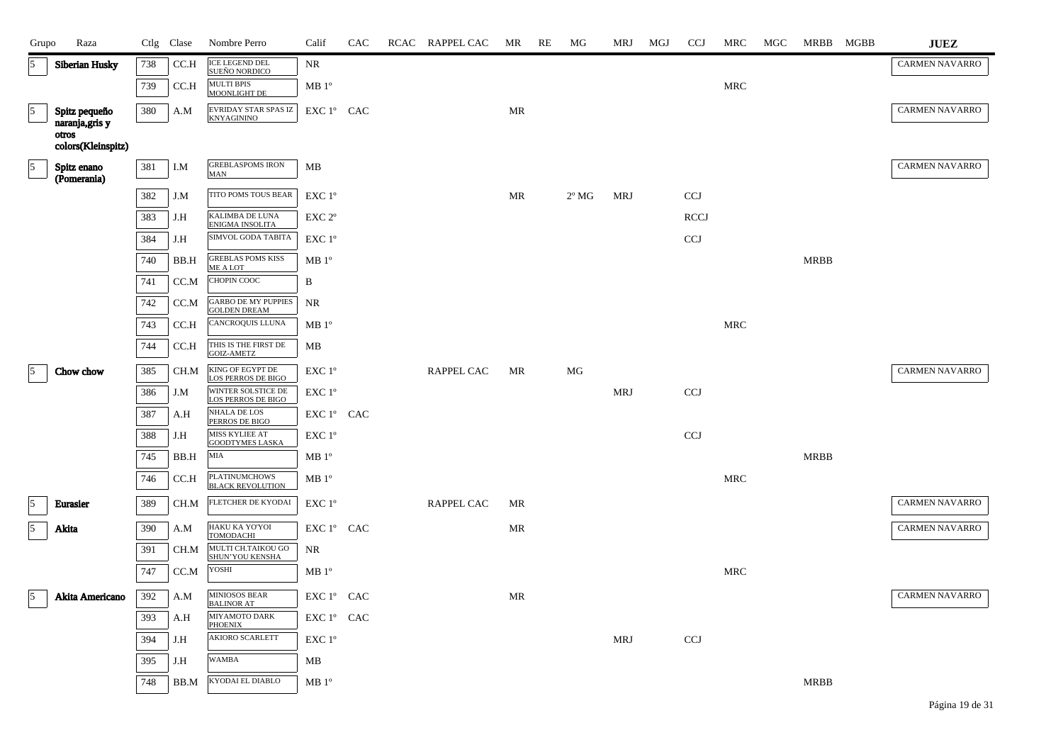| Grupo | Raza | Ctlg | Clase | Nombre Perro | Calif | CAC | RCAC | RAPPEL CAC | MR | RE | MG | MRJ | MGJ | CCJ | MRC | MGC | MRBB | MGBB | JUEZ |
|---|---|---|---|---|---|---|---|---|---|---|---|---|---|---|---|---|---|---|---|
| 5 | Siberian Husky | 738 | CC.H | ICE LEGEND DEL SUEÑO NORDICO | NR | | | | | | | | | | | | | | CARMEN NAVARRO |
| | | 739 | CC.H | MULTI BPIS MOONLIGHT DE | MB 1º | | | | | | | | | | MRC | | | | |
| 5 | Spitz pequeño naranja,gris y otros colors(Kleinspitz) | 380 | A.M | EVRIDAY STAR SPAS IZ KNYAGININO | EXC 1º | CAC | | | MR | | | | | | | | | | CARMEN NAVARRO |
| 5 | Spitz enano (Pomerania) | 381 | I.M | GREBLASPOMS IRON MAN | MB | | | | | | | | | | | | | | CARMEN NAVARRO |
| | | 382 | J.M | TITO POMS TOUS BEAR | EXC 1º | | | | MR | | 2º MG | MRJ | | CCJ | | | | | |
| | | 383 | J.H | KALIMBA DE LUNA ENIGMA INSOLITA | EXC 2º | | | | | | | | | RCCJ | | | | | |
| | | 384 | J.H | SIMVOL GODA TABITA | EXC 1º | | | | | | | | | CCJ | | | | | |
| | | 740 | BB.H | GREBLAS POMS KISS ME A LOT | MB 1º | | | | | | | | | | | | MRBB | | |
| | | 741 | CC.M | CHOPIN COOC | B | | | | | | | | | | | | | | |
| | | 742 | CC.M | GARBO DE MY PUPPIES GOLDEN DREAM | NR | | | | | | | | | | | | | | |
| | | 743 | CC.H | CANCROQUIS LLUNA | MB 1º | | | | | | | | | | MRC | | | | |
| | | 744 | CC.H | THIS IS THE FIRST DE GOIZ-AMETZ | MB | | | | | | | | | | | | | | |
| 5 | Chow chow | 385 | CH.M | KING OF EGYPT DE LOS PERROS DE BIGO | EXC 1º | | | RAPPEL CAC | MR | | MG | | | | | | | | CARMEN NAVARRO |
| | | 386 | J.M | WINTER SOLSTICE DE LOS PERROS DE BIGO | EXC 1º | | | | | | | MRJ | | CCJ | | | | | |
| | | 387 | A.H | NHALA DE LOS PERROS DE BIGO | EXC 1º | CAC | | | | | | | | | | | | | |
| | | 388 | J.H | MISS KYLIEE AT GOODTYMES LASKA | EXC 1º | | | | | | | | | CCJ | | | | | |
| | | 745 | BB.H | MIA | MB 1º | | | | | | | | | | | | MRBB | | |
| | | 746 | CC.H | PLATINUMCHOWS BLACK REVOLUTION | MB 1º | | | | | | | | | | MRC | | | | |
| 5 | Eurasier | 389 | CH.M | FLETCHER DE KYODAI | EXC 1º | | | RAPPEL CAC | MR | | | | | | | | | | CARMEN NAVARRO |
| 5 | Akita | 390 | A.M | HAKU KA YO'YOI TOMODACHI | EXC 1º | CAC | | | MR | | | | | | | | | | CARMEN NAVARRO |
| | | 391 | CH.M | MULTI CH.TAIKOU GO SHUN'YOU KENSHA | NR | | | | | | | | | | | | | | |
| | | 747 | CC.M | YOSHI | MB 1º | | | | | | | | | | MRC | | | | |
| 5 | Akita Americano | 392 | A.M | MINIOSOS BEAR BALINOR AT | EXC 1º | CAC | | | MR | | | | | | | | | | CARMEN NAVARRO |
| | | 393 | A.H | MIYAMOTO DARK PHOENIX | EXC 1º | CAC | | | | | | | | | | | | | |
| | | 394 | J.H | AKIORO SCARLETT | EXC 1º | | | | | | | MRJ | | CCJ | | | | | |
| | | 395 | J.H | WAMBA | MB | | | | | | | | | | | | | | |
| | | 748 | BB.M | KYODAI EL DIABLO | MB 1º | | | | | | | | | | | | MRBB | | |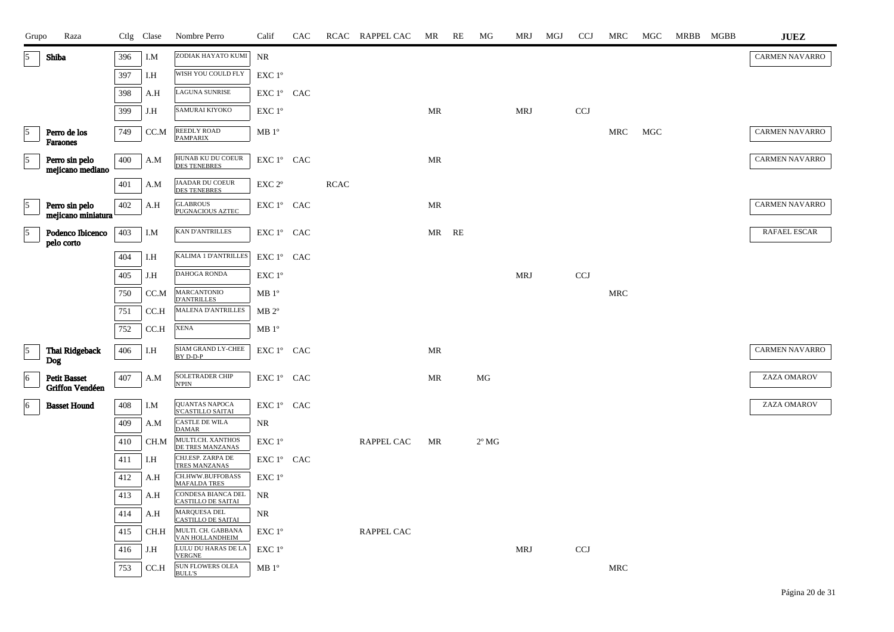| Grupo | Raza | Ctlg | Clase | Nombre Perro | Calif | CAC | RCAC | RAPPEL CAC | MR | RE | MG | MRJ | MGJ | CCJ | MRC | MGC | MRBB | MGBB | JUEZ |
|---|---|---|---|---|---|---|---|---|---|---|---|---|---|---|---|---|---|---|---|
| 5 | Shiba | 396 | I.M | ZODIAK HAYATO KUMI | NR | | | | | | | | | | | | | | CARMEN NAVARRO |
| | | 397 | I.H | WISH YOU COULD FLY | EXC 1º | | | | | | | | | | | | | | |
| | | 398 | A.H | LAGUNA SUNRISE | EXC 1º | CAC | | | | | | | | | | | | | |
| | | 399 | J.H | SAMURAI KIYOKO | EXC 1º | | | | MR | | | MRJ | | CCJ | | | | | |
| 5 | Perro de los Faraones | 749 | CC.M | REEDLY ROAD PAMPARIX | MB 1º | | | | | | | | | | MRC | MGC | | | CARMEN NAVARRO |
| 5 | Perro sin pelo mejicano mediano | 400 | A.M | HUNAB KU DU COEUR DES TENEBRES | EXC 1º | CAC | | | MR | | | | | | | | | | CARMEN NAVARRO |
| | | 401 | A.M | JAADAR DU COEUR DES TENEBRES | EXC 2º | | RCAC | | | | | | | | | | | | |
| 5 | Perro sin pelo mejicano miniatura | 402 | A.H | GLABROUS PUGNACIOUS AZTEC | EXC 1º | CAC | | | MR | | | | | | | | | | CARMEN NAVARRO |
| 5 | Podenco Ibicenco pelo corto | 403 | I.M | KAN D'ANTRILLES | EXC 1º | CAC | | | MR | RE | | | | | | | | | RAFAEL ESCAR |
| | | 404 | I.H | KALIMA 1 D'ANTRILLES | EXC 1º | CAC | | | | | | | | | | | | | |
| | | 405 | J.H | DAHOGA RONDA | EXC 1º | | | | | | | MRJ | | CCJ | | | | | |
| | | 750 | CC.M | MARCANTONIO D'ANTRILLES | MB 1º | | | | | | | | | | MRC | | | | |
| | | 751 | CC.H | MALENA D'ANTRILLES | MB 2º | | | | | | | | | | | | | | |
| | | 752 | CC.H | XENA | MB 1º | | | | | | | | | | | | | | |
| 5 | Thai Ridgeback Dog | 406 | I.H | SIAM GRAND LY-CHEE BY D-D-P | EXC 1º | CAC | | | MR | | | | | | | | | | CARMEN NAVARRO |
| 6 | Petit Basset Griffon Vendéen | 407 | A.M | SOLETRADER CHIP N'PIN | EXC 1º | CAC | | | MR | | MG | | | | | | | | ZAZA OMAROV |
| 6 | Basset Hound | 408 | I.M | QUANTAS NAPOCA S'CASTILLO SAITAI | EXC 1º | CAC | | | | | | | | | | | | | ZAZA OMAROV |
| | | 409 | A.M | CASTLE DE WILA DAMAR | NR | | | | | | | | | | | | | | |
| | | 410 | CH.M | MULTI.CH. XANTHOS DE TRES MANZANAS | EXC 1º | | | RAPPEL CAC | MR | | 2º MG | | | | | | | | |
| | | 411 | I.H | CHJ.ESP. ZARPA DE TRES MANZANAS | EXC 1º | CAC | | | | | | | | | | | | | |
| | | 412 | A.H | CH.HWW.BUFFOBASS MAFALDA TRES | EXC 1º | | | | | | | | | | | | | | |
| | | 413 | A.H | CONDESA BIANCA DEL CASTILLO DE SAITAI | NR | | | | | | | | | | | | | | |
| | | 414 | A.H | MARQUESA DEL CASTILLO DE SAITAI | NR | | | | | | | | | | | | | | |
| | | 415 | CH.H | MULTI. CH. GABBANA VAN HOLLANDHEIM | EXC 1º | | | RAPPEL CAC | | | | | | | | | | | |
| | | 416 | J.H | LULU DU HARAS DE LA VERGNE | EXC 1º | | | | | | | MRJ | | CCJ | | | | | |
| | | 753 | CC.H | SUN FLOWERS OLEA BULL'S | MB 1º | | | | | | | | | | MRC | | | | |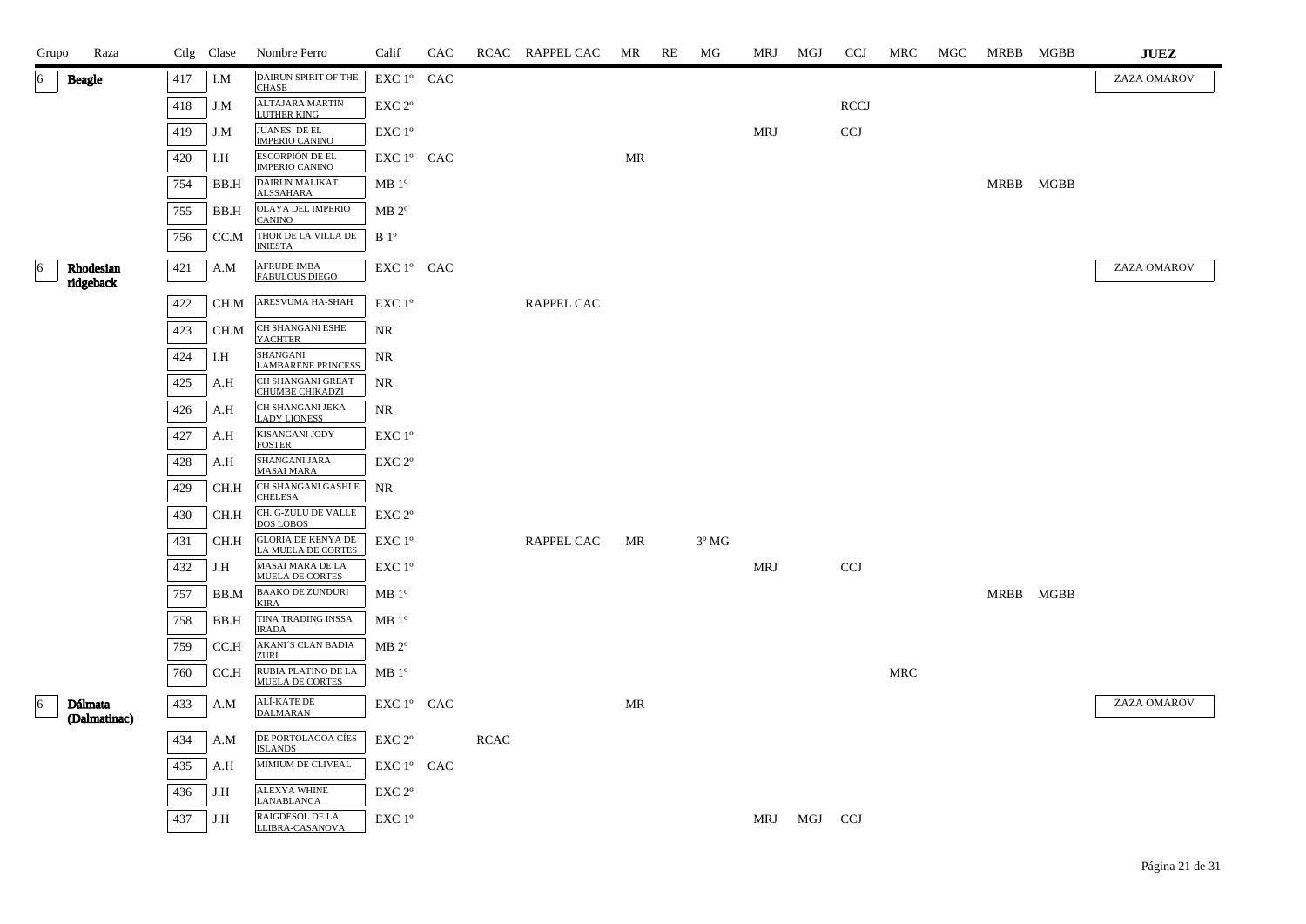| Grupo | Raza | Ctlg | Clase | Nombre Perro | Calif | CAC | RCAC | RAPPEL CAC | MR | RE | MG | MRJ | MGJ | CCJ | MRC | MGC | MRBB | MGBB | JUEZ |
|---|---|---|---|---|---|---|---|---|---|---|---|---|---|---|---|---|---|---|---|
| 6 | Beagle | 417 | I.M | DAIRUN SPIRIT OF THE CHASE | EXC 1º | CAC | | | | | | | | | | | | | ZAZA OMAROV |
| | | 418 | J.M | ALTAJARA MARTIN LUTHER KING | EXC 2º | | | | | | | | | RCCJ | | | | | |
| | | 419 | J.M | JUANES DE EL IMPERIO CANINO | EXC 1º | | | | | | | MRJ | | CCJ | | | | | |
| | | 420 | I.H | ESCORPIÓN DE EL IMPERIO CANINO | EXC 1º | CAC | | | MR | | | | | | | | | | |
| | | 754 | BB.H | DAIRUN MALIKAT ALSSAHARA | MB 1º | | | | | | | | | | | | MRBB | MGBB | |
| | | 755 | BB.H | OLAYA DEL IMPERIO CANINO | MB 2º | | | | | | | | | | | | | | |
| | | 756 | CC.M | THOR DE LA VILLA DE INIESTA | B 1º | | | | | | | | | | | | | | |
| 6 | Rhodesian ridgeback | 421 | A.M | AFRUDE IMBA FABULOUS DIEGO | EXC 1º | CAC | | | | | | | | | | | | | ZAZA OMAROV |
| | | 422 | CH.M | ARESVUMA HA-SHAH | EXC 1º | | | RAPPEL CAC | | | | | | | | | | | |
| | | 423 | CH.M | CH SHANGANI ESHE YACHTER | NR | | | | | | | | | | | | | | |
| | | 424 | I.H | SHANGANI LAMBARENE PRINCESS | NR | | | | | | | | | | | | | | |
| | | 425 | A.H | CH SHANGANI GREAT CHUMBE CHIKADZI | NR | | | | | | | | | | | | | | |
| | | 426 | A.H | CH SHANGANI JEKA LADY LIONESS | NR | | | | | | | | | | | | | | |
| | | 427 | A.H | KISANGANI JODY FOSTER | EXC 1º | | | | | | | | | | | | | | |
| | | 428 | A.H | SHANGANI JARA MASAI MARA | EXC 2º | | | | | | | | | | | | | | |
| | | 429 | CH.H | CH SHANGANI GASHLE CHELESA | NR | | | | | | | | | | | | | | |
| | | 430 | CH.H | CH. G-ZULU DE VALLE DOS LOBOS | EXC 2º | | | | | | | | | | | | | | |
| | | 431 | CH.H | GLORIA DE KENYA DE LA MUELA DE CORTES | EXC 1º | | | RAPPEL CAC | MR | | 3º MG | | | | | | | | |
| | | 432 | J.H | MASAI MARA DE LA MUELA DE CORTES | EXC 1º | | | | | | | MRJ | | CCJ | | | | | |
| | | 757 | BB.M | BAAKO DE ZUNDURI KIRA | MB 1º | | | | | | | | | | | | MRBB | MGBB | |
| | | 758 | BB.H | TINA TRADING INSSA IRADA | MB 1º | | | | | | | | | | | | | | |
| | | 759 | CC.H | AKANI´S CLAN BADIA ZURI | MB 2º | | | | | | | | | | | | | | |
| | | 760 | CC.H | RUBIA PLATINO DE LA MUELA DE CORTES | MB 1º | | | | | | | | | | MRC | | | | |
| 6 | Dálmata (Dalmatinac) | 433 | A.M | ALÍ-KATE DE DALMARAN | EXC 1º | CAC | | | MR | | | | | | | | | | ZAZA OMAROV |
| | | 434 | A.M | DE PORTOLAGOA CÍES ISLANDS | EXC 2º | | RCAC | | | | | | | | | | | | |
| | | 435 | A.H | MIMIUM DE CLIVEAL | EXC 1º | CAC | | | | | | | | | | | | | |
| | | 436 | J.H | ALEXYA WHINE LANABLANCA | EXC 2º | | | | | | | | | | | | | | |
| | | 437 | J.H | RAIGDESOL DE LA LLIBRA-CASANOVA | EXC 1º | | | | | | | MRJ | MGJ | CCJ | | | | | |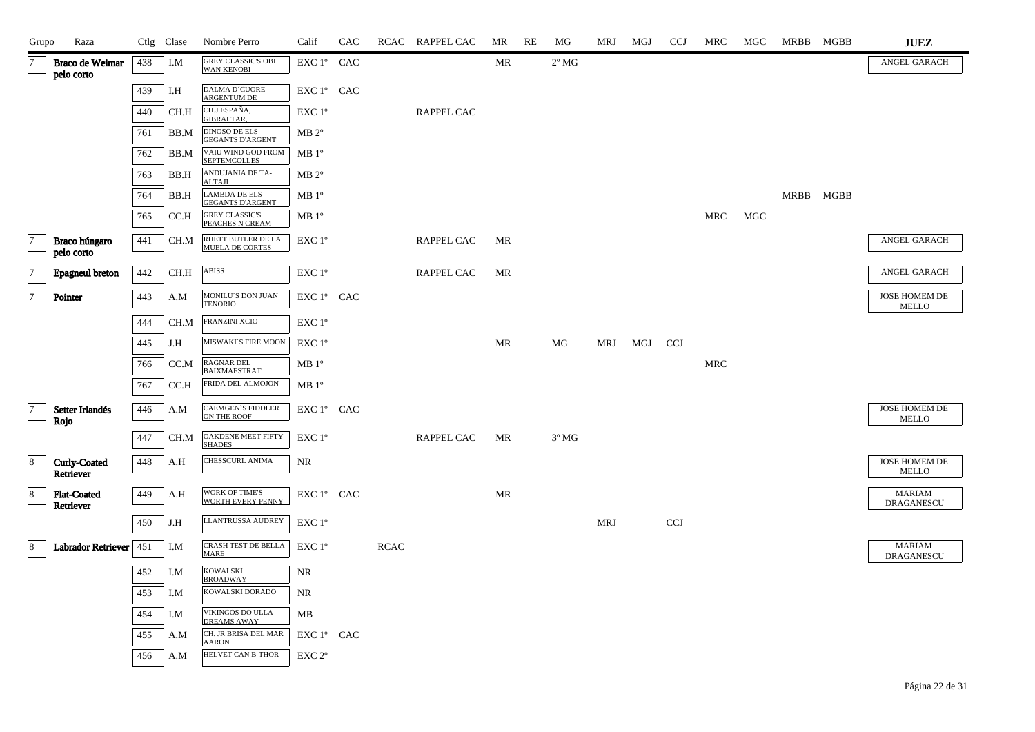| Grupo | Raza | Ctlg | Clase | Nombre Perro | Calif | CAC | RCAC | RAPPEL CAC | MR | RE | MG | MRJ | MGJ | CCJ | MRC | MGC | MRBB | MGBB | JUEZ |
|---|---|---|---|---|---|---|---|---|---|---|---|---|---|---|---|---|---|---|---|
| 7 | Braco de Weimar pelo corto | 438 | I.M | GREY CLASSIC'S OBI WAN KENOBI | EXC 1º | CAC | | | MR | | 2º MG | | | | | | | | ANGEL GARACH |
| | | 439 | I.H | DALMA D´CUORE ARGENTUM DE | EXC 1º | CAC | | | | | | | | | | | | | |
| | | 440 | CH.H | CH.J.ESPAÑA, GIBRALTAR, | EXC 1º | | | RAPPEL CAC | | | | | | | | | | | |
| | | 761 | BB.M | DINOSO DE ELS GEGANTS D'ARGENT | MB 2º | | | | | | | | | | | | | | |
| | | 762 | BB.M | VAIU WIND GOD FROM SEPTEMCOLLES | MB 1º | | | | | | | | | | | | | | |
| | | 763 | BB.H | ANDUJANIA DE TA-ALTAJI | MB 2º | | | | | | | | | | | | | | |
| | | 764 | BB.H | LAMBDA DE ELS GEGANTS D'ARGENT | MB 1º | | | | | | | | | | | | MRBB | MGBB | |
| | | 765 | CC.H | GREY CLASSIC'S PEACHES N CREAM | MB 1º | | | | | | | | | | MRC | MGC | | | |
| 7 | Braco húngaro pelo corto | 441 | CH.M | RHETT BUTLER DE LA MUELA DE CORTES | EXC 1º | | | RAPPEL CAC | MR | | | | | | | | | | ANGEL GARACH |
| 7 | Epagneul breton | 442 | CH.H | ABISS | EXC 1º | | | RAPPEL CAC | MR | | | | | | | | | | ANGEL GARACH |
| 7 | Pointer | 443 | A.M | MONILU´S DON JUAN TENORIO | EXC 1º | CAC | | | | | | | | | | | | | JOSE HOMEM DE MELLO |
| | | 444 | CH.M | FRANZINI XCIO | EXC 1º | | | | | | | | | | | | | | |
| | | 445 | J.H | MISWAKI´S FIRE MOON | EXC 1º | | | | MR | | MG | MRJ | MGJ | CCJ | | | | | |
| | | 766 | CC.M | RAGNAR DEL BAIXMAESTRAT | MB 1º | | | | | | | | | | MRC | | | | |
| | | 767 | CC.H | FRIDA DEL ALMOJON | MB 1º | | | | | | | | | | | | | | |
| 7 | Setter Irlandés Rojo | 446 | A.M | CAEMGEN´S FIDDLER ON THE ROOF | EXC 1º | CAC | | | | | | | | | | | | | JOSE HOMEM DE MELLO |
| | | 447 | CH.M | OAKDENE MEET FIFTY SHADES | EXC 1º | | | RAPPEL CAC | MR | | 3º MG | | | | | | | | |
| 8 | Curly-Coated Retriever | 448 | A.H | CHESSCURL ANIMA | NR | | | | | | | | | | | | | | JOSE HOMEM DE MELLO |
| 8 | Flat-Coated Retriever | 449 | A.H | WORK OF TIME'S WORTH EVERY PENNY | EXC 1º | CAC | | | MR | | | | | | | | | | MARIAM DRAGANESCU |
| | | 450 | J.H | LLANTRUSSA AUDREY | EXC 1º | | | | | | | MRJ | | CCJ | | | | | |
| 8 | Labrador Retriever | 451 | I.M | CRASH TEST DE BELLA MARE | EXC 1º | | RCAC | | | | | | | | | | | | MARIAM DRAGANESCU |
| | | 452 | I.M | KOWALSKI BROADWAY | NR | | | | | | | | | | | | | | |
| | | 453 | I.M | KOWALSKI DORADO | NR | | | | | | | | | | | | | | |
| | | 454 | I.M | VIKINGOS DO ULLA DREAMS AWAY | MB | | | | | | | | | | | | | | |
| | | 455 | A.M | CH. JR BRISA DEL MAR AARON | EXC 1º | CAC | | | | | | | | | | | | | |
| | | 456 | A.M | HELVET CAN B-THOR | EXC 2º | | | | | | | | | | | | | | |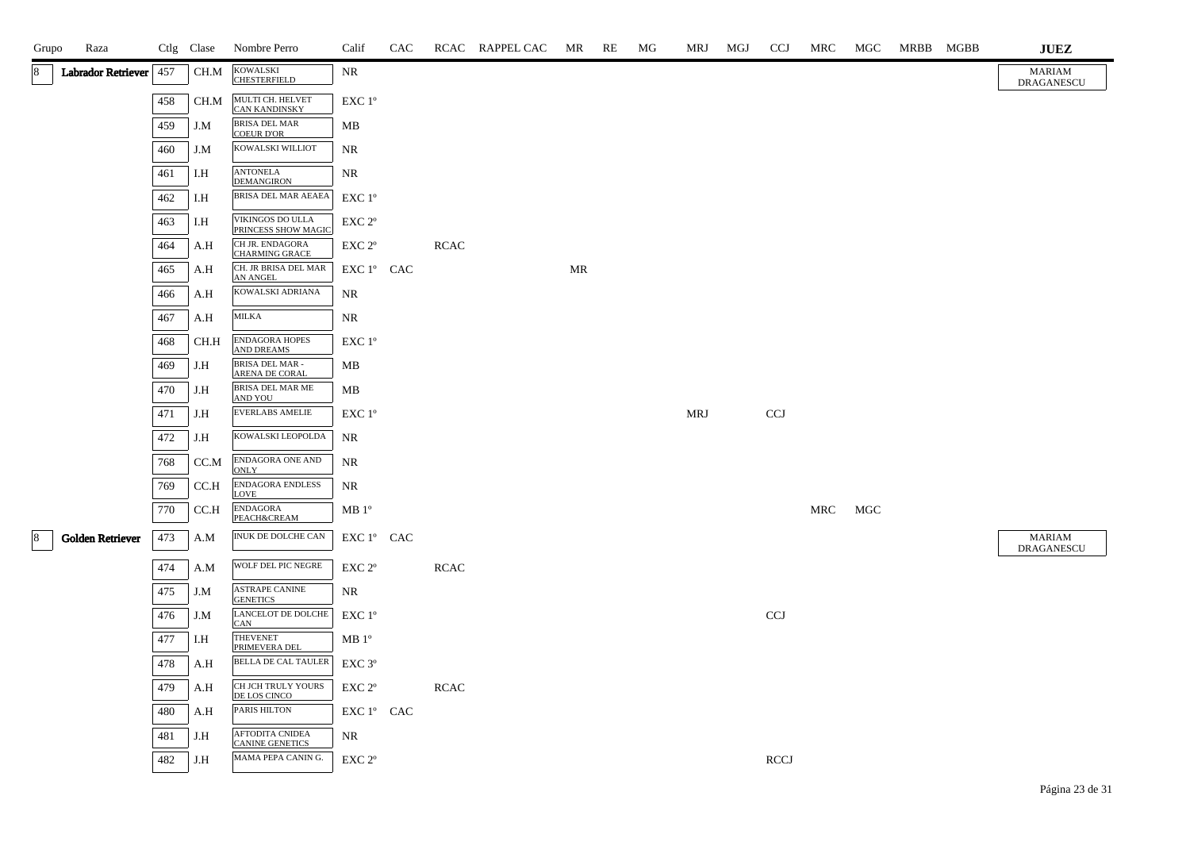| Grupo | Raza | Ctlg | Clase | Nombre Perro | Calif | CAC | RCAC | RAPPEL CAC | MR | RE | MG | MRJ | MGJ | CCJ | MRC | MGC | MRBB | MGBB | JUEZ |
|---|---|---|---|---|---|---|---|---|---|---|---|---|---|---|---|---|---|---|---|
| 8 | Labrador Retriever | 457 | CH.M | KOWALSKI CHESTERFIELD | NR | | | | | | | | | | | | | | MARIAM DRAGANESCU |
| | | 458 | CH.M | MULTI CH. HELVET CAN KANDINSKY | EXC 1º | | | | | | | | | | | | | | |
| | | 459 | J.M | BRISA DEL MAR COEUR D'OR | MB | | | | | | | | | | | | | | |
| | | 460 | J.M | KOWALSKI WILLIOT | NR | | | | | | | | | | | | | | |
| | | 461 | I.H | ANTONELA DEMANGIRON | NR | | | | | | | | | | | | | | |
| | | 462 | I.H | BRISA DEL MAR AEAEA | EXC 1º | | | | | | | | | | | | | | |
| | | 463 | I.H | VIKINGOS DO ULLA PRINCESS SHOW MAGIC | EXC 2º | | | | | | | | | | | | | | |
| | | 464 | A.H | CH JR. ENDAGORA CHARMING GRACE | EXC 2º | | RCAC | | | | | | | | | | | | |
| | | 465 | A.H | CH. JR BRISA DEL MAR AN ANGEL | EXC 1º | CAC | | | MR | | | | | | | | | | |
| | | 466 | A.H | KOWALSKI ADRIANA | NR | | | | | | | | | | | | | | |
| | | 467 | A.H | MILKA | NR | | | | | | | | | | | | | | |
| | | 468 | CH.H | ENDAGORA HOPES AND DREAMS | EXC 1º | | | | | | | | | | | | | | |
| | | 469 | J.H | BRISA DEL MAR - ARENA DE CORAL | MB | | | | | | | | | | | | | | |
| | | 470 | J.H | BRISA DEL MAR ME AND YOU | MB | | | | | | | | | | | | | | |
| | | 471 | J.H | EVERLABS AMELIE | EXC 1º | | | | | | | MRJ | | CCJ | | | | | |
| | | 472 | J.H | KOWALSKI LEOPOLDA | NR | | | | | | | | | | | | | | |
| | | 768 | CC.M | ENDAGORA ONE AND ONLY | NR | | | | | | | | | | | | | | |
| | | 769 | CC.H | ENDAGORA ENDLESS LOVE | NR | | | | | | | | | | | | | | |
| | | 770 | CC.H | ENDAGORA PEACH&CREAM | MB 1º | | | | | | | | | | MRC | MGC | | | |
| 8 | Golden Retriever | 473 | A.M | INUK DE DOLCHE CAN | EXC 1º | CAC | | | | | | | | | | | | | MARIAM DRAGANESCU |
| | | 474 | A.M | WOLF DEL PIC NEGRE | EXC 2º | | RCAC | | | | | | | | | | | | |
| | | 475 | J.M | ASTRAPE CANINE GENETICS | NR | | | | | | | | | | | | | | |
| | | 476 | J.M | LANCELOT DE DOLCHE CAN | EXC 1º | | | | | | | | | CCJ | | | | | |
| | | 477 | I.H | THEVENET PRIMEVERA DEL | MB 1º | | | | | | | | | | | | | | |
| | | 478 | A.H | BELLA DE CAL TAULER | EXC 3º | | | | | | | | | | | | | | |
| | | 479 | A.H | CH JCH TRULY YOURS DE LOS CINCO | EXC 2º | | RCAC | | | | | | | | | | | | |
| | | 480 | A.H | PARIS HILTON | EXC 1º | CAC | | | | | | | | | | | | | |
| | | 481 | J.H | AFTODITA CNIDEA CANINE GENETICS | NR | | | | | | | | | | | | | | |
| | | 482 | J.H | MAMA PEPA CANIN G. | EXC 2º | | | | | | | | | RCCJ | | | | | |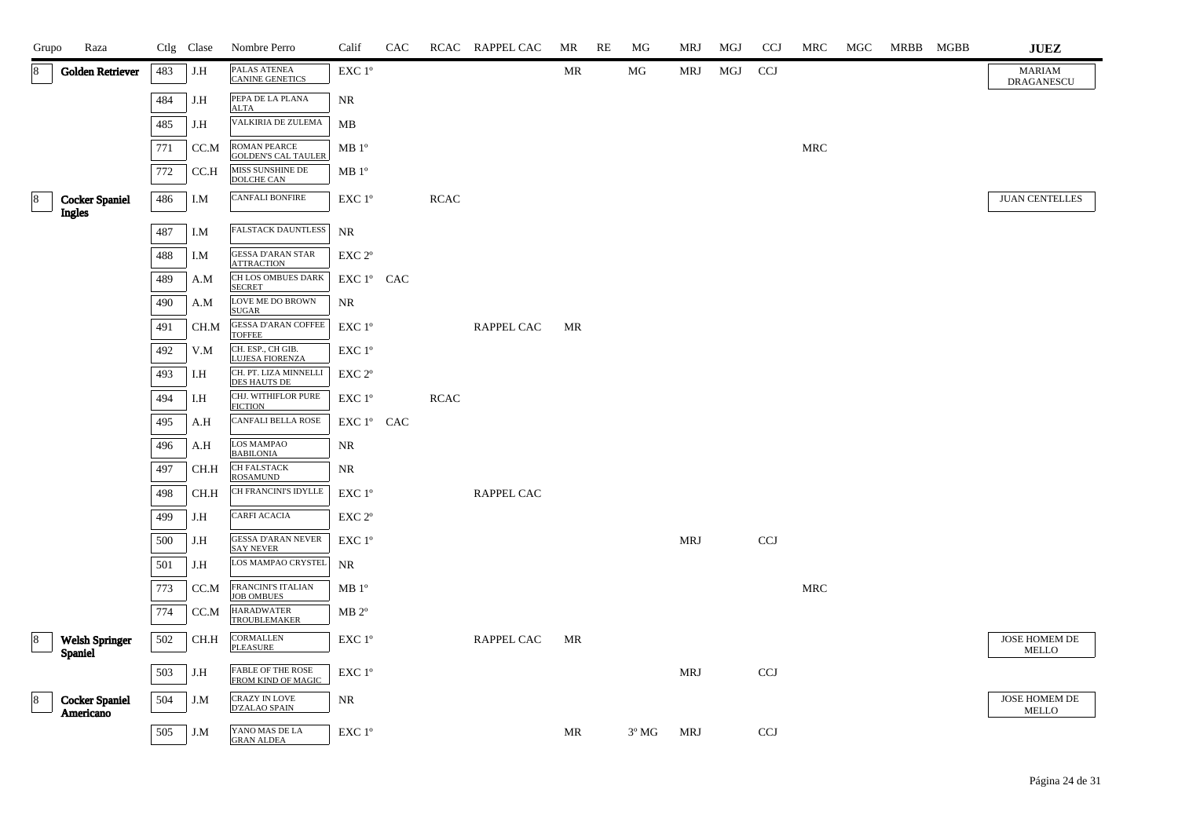| Grupo | Raza | Ctlg | Clase | Nombre Perro | Calif | CAC | RCAC | RAPPEL CAC | MR | RE | MG | MRJ | MGJ | CCJ | MRC | MGC | MRBB | MGBB | JUEZ |
|---|---|---|---|---|---|---|---|---|---|---|---|---|---|---|---|---|---|---|---|
| 8 | Golden Retriever | 483 | J.H | PALAS ATENEA CANINE GENETICS | EXC 1º | | | | MR | | MG | MRJ | MGJ | CCJ | | | | | MARIAM DRAGANESCU |
| | | 484 | J.H | PEPA DE LA PLANA ALTA | NR | | | | | | | | | | | | | | |
| | | 485 | J.H | VALKIRIA DE ZULEMA | MB | | | | | | | | | | | | | | |
| | | 771 | CC.M | ROMAN PEARCE GOLDEN'S CAL TAULER | MB 1º | | | | | | | | | | MRC | | | | |
| | | 772 | CC.H | MISS SUNSHINE DE DOLCHE CAN | MB 1º | | | | | | | | | | | | | | |
| 8 | Cocker Spaniel Ingles | 486 | I.M | CANFALI BONFIRE | EXC 1º | | RCAC | | | | | | | | | | | | JUAN CENTELLES |
| | | 487 | I.M | FALSTACK DAUNTLESS | NR | | | | | | | | | | | | | | |
| | | 488 | I.M | GESSA D'ARAN STAR ATTRACTION | EXC 2º | | | | | | | | | | | | | | |
| | | 489 | A.M | CH LOS OMBUES DARK SECRET | EXC 1º | CAC | | | | | | | | | | | | | |
| | | 490 | A.M | LOVE ME DO BROWN SUGAR | NR | | | | | | | | | | | | | | |
| | | 491 | CH.M | GESSA D'ARAN COFFEE TOFFEE | EXC 1º | | | RAPPEL CAC | MR | | | | | | | | | | |
| | | 492 | V.M | CH. ESP., CH GIB. LUJESA FIORENZA | EXC 1º | | | | | | | | | | | | | | |
| | | 493 | I.H | CH. PT. LIZA MINNELLI DES HAUTS DE | EXC 2º | | | | | | | | | | | | | | |
| | | 494 | I.H | CHJ. WITHIFLOR PURE FICTION | EXC 1º | | RCAC | | | | | | | | | | | | |
| | | 495 | A.H | CANFALI BELLA ROSE | EXC 1º | CAC | | | | | | | | | | | | | |
| | | 496 | A.H | LOS MAMPAO BABILONIA | NR | | | | | | | | | | | | | | |
| | | 497 | CH.H | CH FALSTACK ROSAMUND | NR | | | | | | | | | | | | | | |
| | | 498 | CH.H | CH FRANCINI'S IDYLLE | EXC 1º | | | RAPPEL CAC | | | | | | | | | | | |
| | | 499 | J.H | CARFI ACACIA | EXC 2º | | | | | | | | | | | | | | |
| | | 500 | J.H | GESSA D'ARAN NEVER SAY NEVER | EXC 1º | | | | | | | MRJ | | CCJ | | | | | |
| | | 501 | J.H | LOS MAMPAO CRYSTEL | NR | | | | | | | | | | | | | | |
| | | 773 | CC.M | FRANCINI'S ITALIAN JOB OMBUES | MB 1º | | | | | | | | | | MRC | | | | |
| | | 774 | CC.M | HARADWATER TROUBLEMAKER | MB 2º | | | | | | | | | | | | | | |
| 8 | Welsh Springer Spaniel | 502 | CH.H | CORMALLEN PLEASURE | EXC 1º | | | RAPPEL CAC | MR | | | | | | | | | | JOSE HOMEM DE MELLO |
| | | 503 | J.H | FABLE OF THE ROSE FROM KIND OF MAGIC | EXC 1º | | | | | | | MRJ | | CCJ | | | | | |
| 8 | Cocker Spaniel Americano | 504 | J.M | CRAZY IN LOVE D'ZALAO SPAIN | NR | | | | | | | | | | | | | | JOSE HOMEM DE MELLO |
| | | 505 | J.M | YANO MAS DE LA GRAN ALDEA | EXC 1º | | | | MR | | 3º MG | MRJ | | CCJ | | | | | |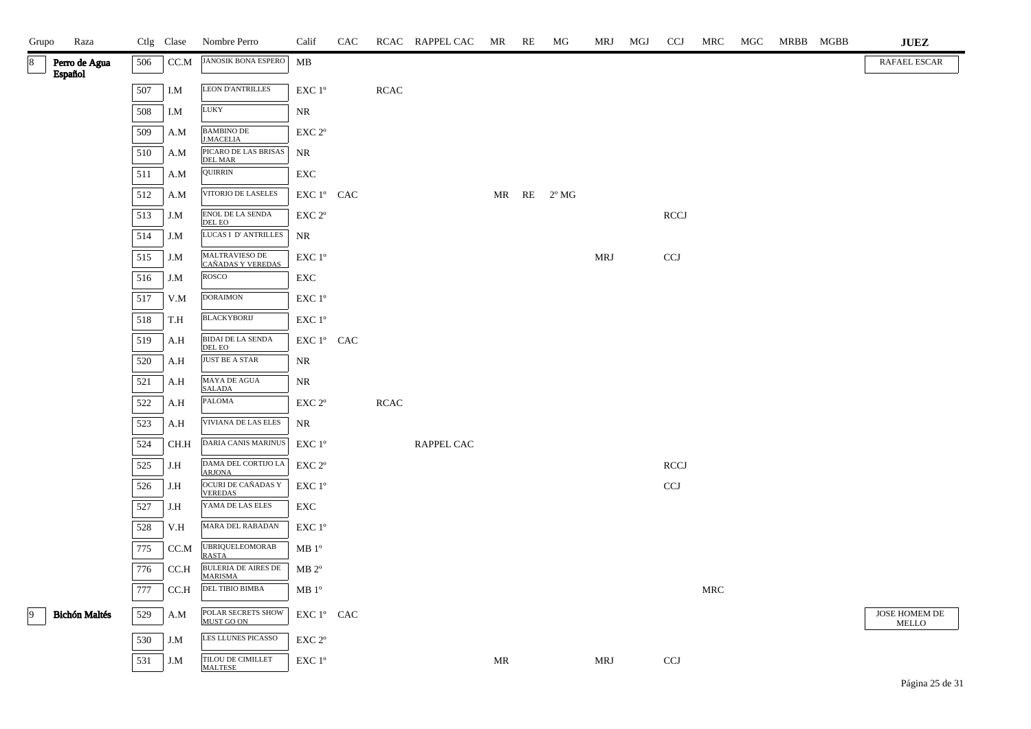| Grupo | Raza | Ctlg | Clase | Nombre Perro | Calif | CAC | RCAC | RAPPEL CAC | MR | RE | MG | MRJ | MGJ | CCJ | MRC | MGC | MRBB | MGBB | JUEZ |
|---|---|---|---|---|---|---|---|---|---|---|---|---|---|---|---|---|---|---|---|
| 8 | Perro de Agua Español | 506 | CC.M | JANOSIK BONA ESPERO | MB | | | | | | | | | | | | | | RAFAEL ESCAR |
| | | 507 | I.M | LEON D'ANTRILLES | EXC 1º | | RCAC | | | | | | | | | | | | |
| | | 508 | I.M | LUKY | NR | | | | | | | | | | | | | | |
| | | 509 | A.M | BAMBINO DE J.MACELIA | EXC 2º | | | | | | | | | | | | | | |
| | | 510 | A.M | PICARO DE LAS BRISAS DEL MAR | NR | | | | | | | | | | | | | | |
| | | 511 | A.M | QUIRRIN | EXC | | | | | | | | | | | | | | |
| | | 512 | A.M | VITORIO DE LASELES | EXC 1º | CAC | | | MR | RE | 2º MG | | | | | | | | |
| | | 513 | J.M | ENOL DE LA SENDA DEL EO | EXC 2º | | | | | | | | | RCCJ | | | | | |
| | | 514 | J.M | LUCAS I D' ANTRILLES | NR | | | | | | | | | | | | | | |
| | | 515 | J.M | MALTRAVIESO DE CAÑADAS Y VEREDAS | EXC 1º | | | | | | | MRJ | | CCJ | | | | | |
| | | 516 | J.M | ROSCO | EXC | | | | | | | | | | | | | | |
| | | 517 | V.M | DORAIMON | EXC 1º | | | | | | | | | | | | | | |
| | | 518 | T.H | BLACKYBORIJ | EXC 1º | | | | | | | | | | | | | | |
| | | 519 | A.H | BIDAI DE LA SENDA DEL EO | EXC 1º | CAC | | | | | | | | | | | | | |
| | | 520 | A.H | JUST BE A STAR | NR | | | | | | | | | | | | | | |
| | | 521 | A.H | MAYA DE AGUA SALADA | NR | | | | | | | | | | | | | | |
| | | 522 | A.H | PALOMA | EXC 2º | | RCAC | | | | | | | | | | | | |
| | | 523 | A.H | VIVIANA DE LAS ELES | NR | | | | | | | | | | | | | | |
| | | 524 | CH.H | DARIA CANIS MARINUS | EXC 1º | | | RAPPEL CAC | | | | | | | | | | | |
| | | 525 | J.H | DAMA DEL CORTIJO LA ARJONA | EXC 2º | | | | | | | | | RCCJ | | | | | |
| | | 526 | J.H | OCURI DE CAÑADAS Y VEREDAS | EXC 1º | | | | | | | | | CCJ | | | | | |
| | | 527 | J.H | YAMA DE LAS ELES | EXC | | | | | | | | | | | | | | |
| | | 528 | V.H | MARA DEL RABADAN | EXC 1º | | | | | | | | | | | | | | |
| | | 775 | CC.M | UBRIQUELEOMORAB RASTA | MB 1º | | | | | | | | | | | | | | |
| | | 776 | CC.H | BULERIA DE AIRES DE MARISMA | MB 2º | | | | | | | | | | | | | | |
| | | 777 | CC.H | DEL TIBIO BIMBA | MB 1º | | | | | | | | | | MRC | | | | |
| 9 | Bichón Maltés | 529 | A.M | POLAR SECRETS SHOW MUST GO ON | EXC 1º | CAC | | | | | | | | | | | | | JOSE HOMEM DE MELLO |
| | | 530 | J.M | LES LLUNES PICASSO | EXC 2º | | | | | | | | | | | | | | |
| | | 531 | J.M | TILOU DE CIMILLET MALTESE | EXC 1º | | | | MR | | | MRJ | | CCJ | | | | | |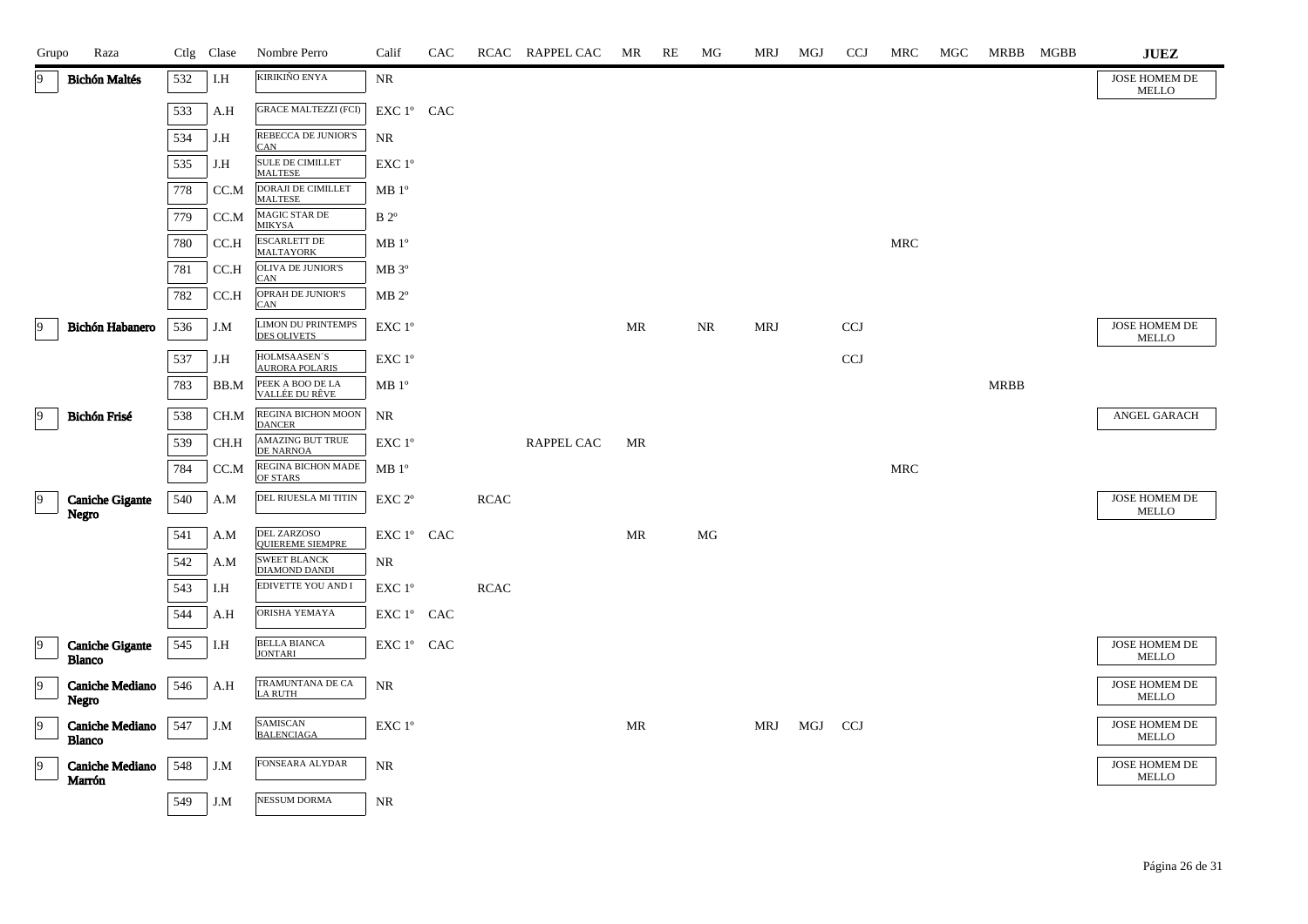| Grupo | Raza | Ctlg | Clase | Nombre Perro | Calif | CAC | RCAC | RAPPEL CAC | MR | RE | MG | MRJ | MGJ | CCJ | MRC | MGC | MRBB | MGBB | JUEZ |
|---|---|---|---|---|---|---|---|---|---|---|---|---|---|---|---|---|---|---|---|
| 9 | Bichón Maltés | 532 | I.H | KIRIKIÑO ENYA | NR | | | | | | | | | | | | | | JOSE HOMEM DE MELLO |
| | | 533 | A.H | GRACE MALTEZZI (FCI) | EXC 1º | CAC | | | | | | | | | | | | | |
| | | 534 | J.H | REBECCA DE JUNIOR'S CAN | NR | | | | | | | | | | | | | | |
| | | 535 | J.H | SULE DE CIMILLET MALTESE | EXC 1º | | | | | | | | | | | | | | |
| | | 778 | CC.M | DORAJI DE CIMILLET MALTESE | MB 1º | | | | | | | | | | | | | | |
| | | 779 | CC.M | MAGIC STAR DE MIKYSA | B 2º | | | | | | | | | | | | | | |
| | | 780 | CC.H | ESCARLETT DE MALTAYORK | MB 1º | | | | | | | | | | MRC | | | | |
| | | 781 | CC.H | OLIVA DE JUNIOR'S CAN | MB 3º | | | | | | | | | | | | | | |
| | | 782 | CC.H | OPRAH DE JUNIOR'S CAN | MB 2º | | | | | | | | | | | | | | |
| 9 | Bichón Habanero | 536 | J.M | LIMON DU PRINTEMPS DES OLIVETS | EXC 1º | | | | MR | | NR | MRJ | | CCJ | | | | | JOSE HOMEM DE MELLO |
| | | 537 | J.H | HOLMSAASEN´S AURORA POLARIS | EXC 1º | | | | | | | | | CCJ | | | | | |
| | | 783 | BB.M | PEEK A BOO DE LA VALLÉE DU RÊVE | MB 1º | | | | | | | | | | | | MRBB | | |
| 9 | Bichón Frisé | 538 | CH.M | REGINA BICHON MOON DANCER | NR | | | | | | | | | | | | | | ANGEL GARACH |
| | | 539 | CH.H | AMAZING BUT TRUE DE NARNOA | EXC 1º | | | RAPPEL CAC | MR | | | | | | | | | | |
| | | 784 | CC.M | REGINA BICHON MADE OF STARS | MB 1º | | | | | | | | | | MRC | | | | |
| 9 | Caniche Gigante Negro | 540 | A.M | DEL RIUESLA MI TITIN | EXC 2º | | RCAC | | | | | | | | | | | | JOSE HOMEM DE MELLO |
| | | 541 | A.M | DEL ZARZOSO QUIEREME SIEMPRE | EXC 1º | CAC | | | MR | | MG | | | | | | | | |
| | | 542 | A.M | SWEET BLANCK DIAMOND DANDI | NR | | | | | | | | | | | | | | |
| | | 543 | I.H | EDIVETTE YOU AND I | EXC 1º | | RCAC | | | | | | | | | | | | |
| | | 544 | A.H | ORISHA YEMAYA | EXC 1º | CAC | | | | | | | | | | | | | |
| 9 | Caniche Gigante Blanco | 545 | I.H | BELLA BIANCA JONTARI | EXC 1º | CAC | | | | | | | | | | | | | JOSE HOMEM DE MELLO |
| 9 | Caniche Mediano Negro | 546 | A.H | TRAMUNTANA DE CA LA RUTH | NR | | | | | | | | | | | | | | JOSE HOMEM DE MELLO |
| 9 | Caniche Mediano Blanco | 547 | J.M | SAMISCAN BALENCIAGA | EXC 1º | | | | MR | | | MRJ | MGJ | CCJ | | | | | JOSE HOMEM DE MELLO |
| 9 | Caniche Mediano Marrón | 548 | J.M | FONSEARA ALYDAR | NR | | | | | | | | | | | | | | JOSE HOMEM DE MELLO |
| | | 549 | J.M | NESSUM DORMA | NR | | | | | | | | | | | | | | |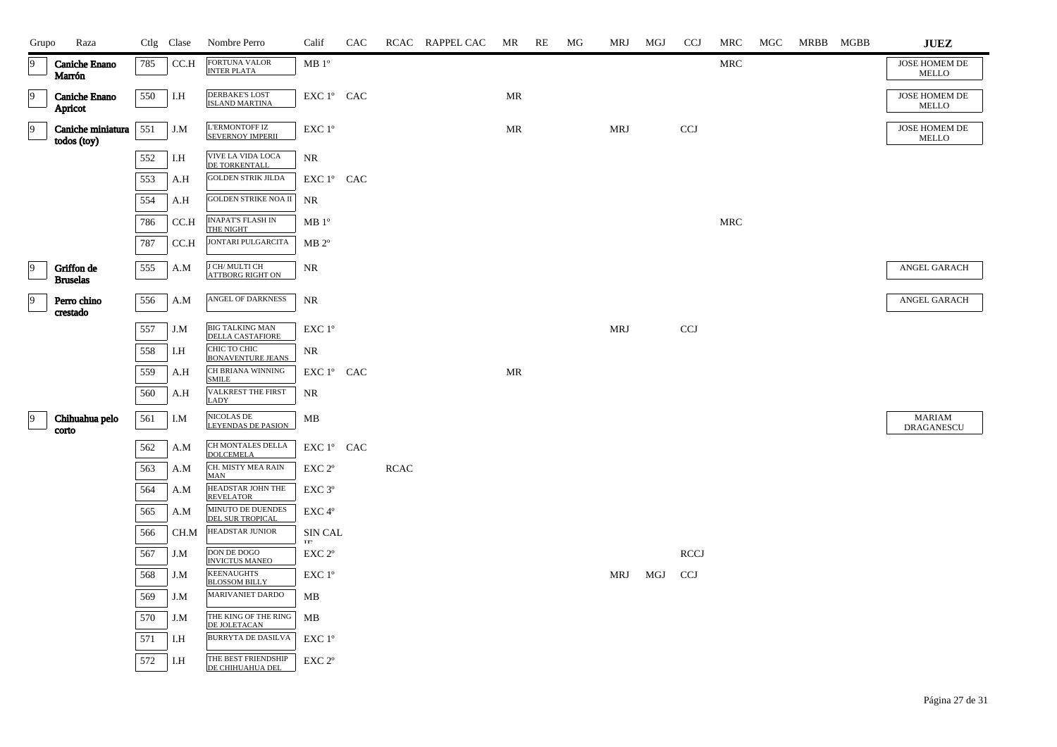| Grupo | Raza | Ctlg | Clase | Nombre Perro | Calif | CAC | RCAC | RAPPEL CAC | MR | RE | MG | MRJ | MGJ | CCJ | MRC | MGC | MRBB | MGBB | JUEZ |
|---|---|---|---|---|---|---|---|---|---|---|---|---|---|---|---|---|---|---|---|
| 9 | **Caniche Enano Marrón** | 785 | CC.H | FORTUNA VALOR INTER PLATA | MB 1º | | | | | | | | | | MRC | | | | JOSE HOMEM DE MELLO |
| 9 | **Caniche Enano Apricot** | 550 | I.H | DERBAKE'S LOST ISLAND MARTINA | EXC 1º | CAC | | | MR | | | | | | | | | | JOSE HOMEM DE MELLO |
| 9 | **Caniche miniatura todos (toy)** | 551 | J.M | L'ERMONTOFF IZ SEVERNOY IMPERII | EXC 1º | | | | MR | | | MRJ | | CCJ | | | | | JOSE HOMEM DE MELLO |
| | | 552 | I.H | VIVE LA VIDA LOCA DE TORKENTALL | NR | | | | | | | | | | | | | | |
| | | 553 | A.H | GOLDEN STRIK JILDA | EXC 1º | CAC | | | | | | | | | | | | | |
| | | 554 | A.H | GOLDEN STRIKE NOA II | NR | | | | | | | | | | | | | | |
| | | 786 | CC.H | INAPAT'S FLASH IN THE NIGHT | MB 1º | | | | | | | | | | MRC | | | | |
| | | 787 | CC.H | JONTARI PULGARCITA | MB 2º | | | | | | | | | | | | | | |
| 9 | **Griffon de Bruselas** | 555 | A.M | J CH/ MULTI CH ATTBORG RIGHT ON | NR | | | | | | | | | | | | | | ANGEL GARACH |
| 9 | **Perro chino crestado** | 556 | A.M | ANGEL OF DARKNESS | NR | | | | | | | | | | | | | | ANGEL GARACH |
| | | 557 | J.M | BIG TALKING MAN DELLA CASTAFIORE | EXC 1º | | | | | | | MRJ | | CCJ | | | | | |
| | | 558 | I.H | CHIC TO CHIC BONAVENTURE JEANS | NR | | | | | | | | | | | | | | |
| | | 559 | A.H | CH BRIANA WINNING SMILE | EXC 1º | CAC | | | MR | | | | | | | | | | |
| | | 560 | A.H | VALKREST THE FIRST LADY | NR | | | | | | | | | | | | | | |
| 9 | **Chihuahua pelo corto** | 561 | I.M | NICOLAS DE LEYENDAS DE PASION | MB | | | | | | | | | | | | | | MARIAM DRAGANESCU |
| | | 562 | A.M | CH MONTALES DELLA DOLCEMELA | EXC 1º | CAC | | | | | | | | | | | | | |
| | | 563 | A.M | CH. MISTY MEA RAIN MAN | EXC 2º | | RCAC | | | | | | | | | | | | |
| | | 564 | A.M | HEADSTAR JOHN THE REVELATOR | EXC 3º | | | | | | | | | | | | | | |
| | | 565 | A.M | MINUTO DE DUENDES DEL SUR TROPICAL | EXC 4º | | | | | | | | | | | | | | |
| | | 566 | CH.M | HEADSTAR JUNIOR | SIN CAL IF | | | | | | | | | | | | | | |
| | | 567 | J.M | DON DE DOGO INVICTUS MANEO | EXC 2º | | | | | | | | | RCCJ | | | | | |
| | | 568 | J.M | KEENAUGHTS BLOSSOM BILLY | EXC 1º | | | | | | | MRJ | MGJ | CCJ | | | | | |
| | | 569 | J.M | MARIVANIET DARDO | MB | | | | | | | | | | | | | | |
| | | 570 | J.M | THE KING OF THE RING DE JOLETACAN | MB | | | | | | | | | | | | | | |
| | | 571 | I.H | BURRYTA DE DASILVA | EXC 1º | | | | | | | | | | | | | | |
| | | 572 | I.H | THE BEST FRIENDSHIP DE CHIHUAHUA DEL | EXC 2º | | | | | | | | | | | | | | |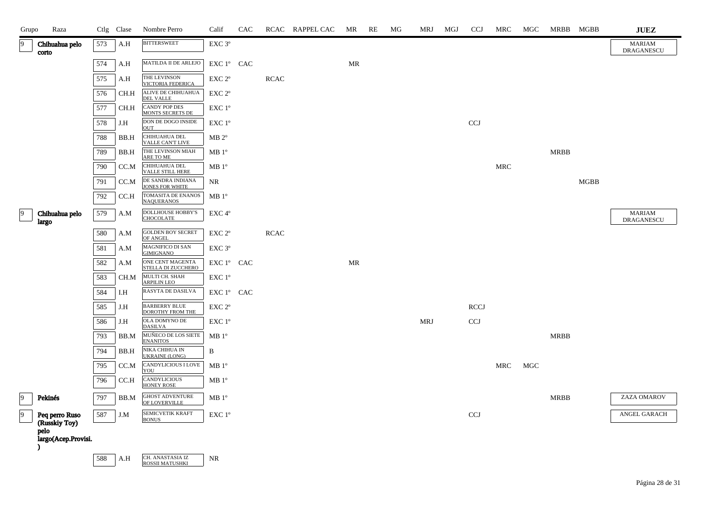| Grupo | Raza | Ctlg | Clase | Nombre Perro | Calif | CAC | RCAC | RAPPEL CAC | MR | RE | MG | MRJ | MGJ | CCJ | MRC | MGC | MRBB | MGBB | JUEZ |
|---|---|---|---|---|---|---|---|---|---|---|---|---|---|---|---|---|---|---|---|
| 9 | Chihuahua pelo corto | 573 | A.H | BITTERSWEET | EXC 3º | | | | | | | | | | | | | | MARIAM DRAGANESCU |
| | | 574 | A.H | MATILDA II DE ARLEJO | EXC 1º | CAC | | | MR | | | | | | | | | | |
| | | 575 | A.H | THE LEVINSON VICTORIA FEDERICA | EXC 2º | | RCAC | | | | | | | | | | | | |
| | | 576 | CH.H | ALIVE DE CHIHUAHUA DEL VALLE | EXC 2º | | | | | | | | | | | | | | |
| | | 577 | CH.H | CANDY POP DES MONTS SECRETS DE | EXC 1º | | | | | | | | | | | | | | |
| | | 578 | J.H | DON DE DOGO INSIDE OUT | EXC 1º | | | | | | | | | CCJ | | | | | |
| | | 788 | BB.H | CHIHUAHUA DEL VALLE CAN'T LIVE | MB 2º | | | | | | | | | | | | | | |
| | | 789 | BB.H | THE LEVINSON MIAH ARE TO ME | MB 1º | | | | | | | | | | | | MRBB | | |
| | | 790 | CC.M | CHIHUAHUA DEL VALLE STILL HERE | MB 1º | | | | | | | | | | MRC | | | | |
| | | 791 | CC.M | DE SANDRA INDIANA JONES FOR WHITE | NR | | | | | | | | | | | | | MGBB | |
| | | 792 | CC.H | TOMASITA DE ENANOS NAQUERANOS | MB 1º | | | | | | | | | | | | | | |
| 9 | Chihuahua pelo largo | 579 | A.M | DOLLHOUSE HOBBY'S CHOCOLATE | EXC 4º | | | | | | | | | | | | | | MARIAM DRAGANESCU |
| | | 580 | A.M | GOLDEN BOY SECRET OF ANGEL | EXC 2º | | RCAC | | | | | | | | | | | | |
| | | 581 | A.M | MAGNIFICO DI SAN GIMIGNANO | EXC 3º | | | | | | | | | | | | | | |
| | | 582 | A.M | ONE CENT MAGENTA STELLA DI ZUCCHERO | EXC 1º | CAC | | | MR | | | | | | | | | | |
| | | 583 | CH.M | MULTI CH. SHAH ARPILIN LEO | EXC 1º | | | | | | | | | | | | | | |
| | | 584 | I.H | RASYTA DE DASILVA | EXC 1º | CAC | | | | | | | | | | | | | |
| | | 585 | J.H | BARBERRY BLUE DOROTHY FROM THE | EXC 2º | | | | | | | | | RCCJ | | | | | |
| | | 586 | J.H | OLA DOMYNO DE DASILVA | EXC 1º | | | | | | | MRJ | | CCJ | | | | | |
| | | 793 | BB.M | MUÑECO DE LOS SIETE ENANITOS | MB 1º | | | | | | | | | | | | MRBB | | |
| | | 794 | BB.H | NIKA CHIHUA IN UKRAINE (LONG) | B | | | | | | | | | | | | | | |
| | | 795 | CC.M | CANDYLICIOUS I LOVE YOU | MB 1º | | | | | | | | | | MRC | MGC | | | |
| | | 796 | CC.H | CANDYLICIOUS HONEY ROSE | MB 1º | | | | | | | | | | | | | | |
| 9 | Pekinés | 797 | BB.M | GHOST ADVENTURE OF LOVERVILLE | MB 1º | | | | | | | | | | | | MRBB | | ZAZA OMAROV |
| 9 | Peq perro Ruso (Russkiy Toy) pelo largo(Acep.Provisi.) | 587 | J.M | SEMICVETIK KRAFT BONUS | EXC 1º | | | | | | | | | CCJ | | | | | ANGEL GARACH |
| | | 588 | A.H | CH. ANASTASIA IZ ROSSII MATUSHKI | NR | | | | | | | | | | | | | | |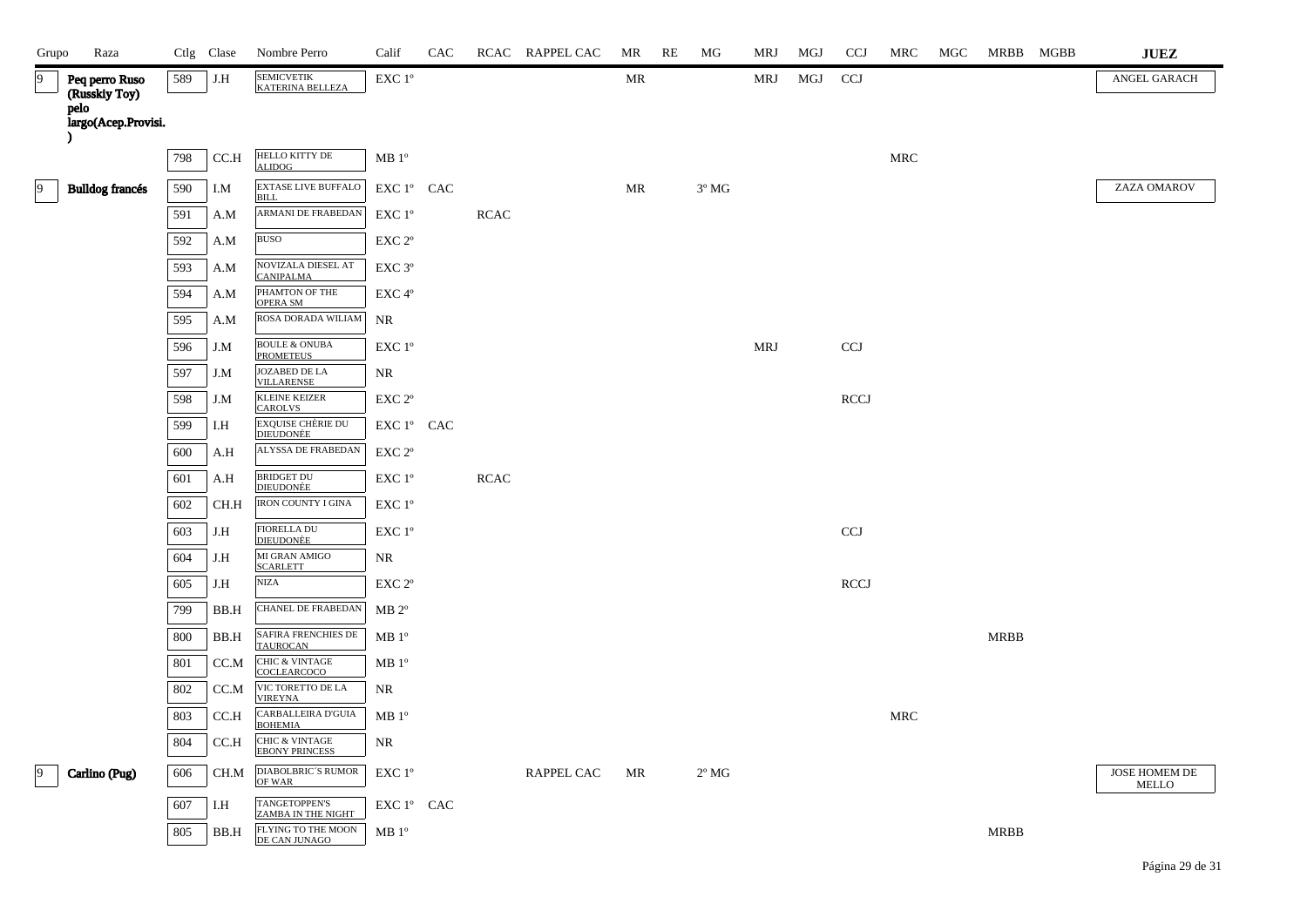| Grupo | Raza | Ctlg | Clase | Nombre Perro | Calif | CAC | RCAC | RAPPEL CAC | MR | RE | MG | MRJ | MGJ | CCJ | MRC | MGC | MRBB | MGBB | JUEZ |
|---|---|---|---|---|---|---|---|---|---|---|---|---|---|---|---|---|---|---|---|
| 9 | Peq perro Ruso (Russkiy Toy) pelo largo(Acep.Provisi.) | 589 | J.H | SEMICVETIK KATERINA BELLEZA | EXC 1º | | | | MR | | | MRJ | MGJ | CCJ | | | | | ANGEL GARACH |
| | | 798 | CC.H | HELLO KITTY DE ALIDOG | MB 1º | | | | | | | | | | MRC | | | | |
| 9 | Bulldog francés | 590 | I.M | EXTASE LIVE BUFFALO BILL | EXC 1º | CAC | | | MR | | 3º MG | | | | | | | | ZAZA OMAROV |
| | | 591 | A.M | ARMANI DE FRABEDAN | EXC 1º | | RCAC | | | | | | | | | | | | |
| | | 592 | A.M | BUSO | EXC 2º | | | | | | | | | | | | | | |
| | | 593 | A.M | NOVIZALA DIESEL AT CANIPALMA | EXC 3º | | | | | | | | | | | | | | |
| | | 594 | A.M | PHAMTON OF THE OPERA SM | EXC 4º | | | | | | | | | | | | | | |
| | | 595 | A.M | ROSA DORADA WILIAM | NR | | | | | | | | | | | | | | |
| | | 596 | J.M | BOULE & ONUBA PROMETEUS | EXC 1º | | | | | | | MRJ | | CCJ | | | | | |
| | | 597 | J.M | JOZABED DE LA VILLARENSE | NR | | | | | | | | | | | | | | |
| | | 598 | J.M | KLEINE KEIZER CAROLVS | EXC 2º | | | | | | | | | RCCJ | | | | | |
| | | 599 | I.H | EXQUISE CHÈRIE DU DIEUDONÉE | EXC 1º | CAC | | | | | | | | | | | | | |
| | | 600 | A.H | ALYSSA DE FRABEDAN | EXC 2º | | | | | | | | | | | | | | |
| | | 601 | A.H | BRIDGET DU DIEUDONÉE | EXC 1º | | RCAC | | | | | | | | | | | | |
| | | 602 | CH.H | IRON COUNTY I GINA | EXC 1º | | | | | | | | | | | | | | |
| | | 603 | J.H | FIORELLA DU DIEUDONÈE | EXC 1º | | | | | | | | | CCJ | | | | | |
| | | 604 | J.H | MI GRAN AMIGO SCARLETT | NR | | | | | | | | | | | | | | |
| | | 605 | J.H | NIZA | EXC 2º | | | | | | | | | RCCJ | | | | | |
| | | 799 | BB.H | CHANEL DE FRABEDAN | MB 2º | | | | | | | | | | | | | | |
| | | 800 | BB.H | SAFIRA FRENCHIES DE TAUROCAN | MB 1º | | | | | | | | | | | | MRBB | | |
| | | 801 | CC.M | CHIC & VINTAGE COCLEARCOCO | MB 1º | | | | | | | | | | | | | | |
| | | 802 | CC.M | VIC TORETTO DE LA VIREYNA | NR | | | | | | | | | | | | | | |
| | | 803 | CC.H | CARBALLEIRA D'GUIA BOHEMIA | MB 1º | | | | | | | | | | MRC | | | | |
| | | 804 | CC.H | CHIC & VINTAGE EBONY PRINCESS | NR | | | | | | | | | | | | | | |
| 9 | Carlino (Pug) | 606 | CH.M | DIABOLBRIC´S RUMOR OF WAR | EXC 1º | | | RAPPEL CAC | MR | | 2º MG | | | | | | | | JOSE HOMEM DE MELLO |
| | | 607 | I.H | TANGETOPPEN'S ZAMBA IN THE NIGHT | EXC 1º | CAC | | | | | | | | | | | | | |
| | | 805 | BB.H | FLYING TO THE MOON DE CAN JUNAGO | MB 1º | | | | | | | | | | | | MRBB | | |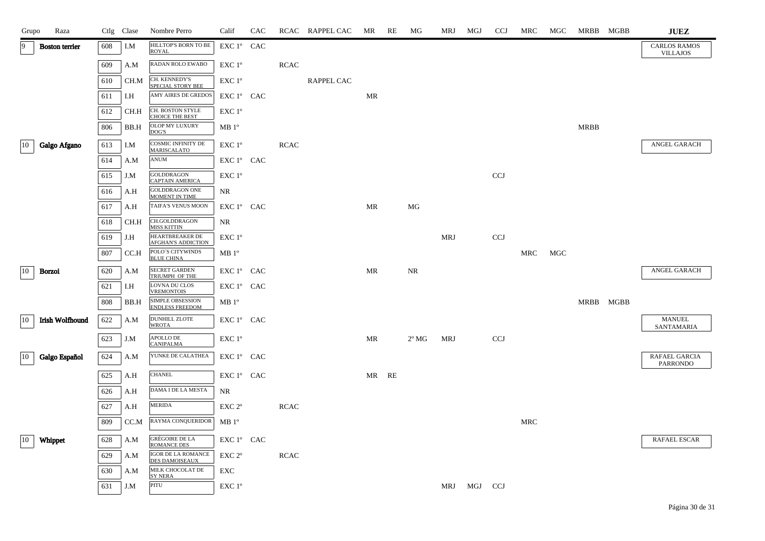| Grupo | Raza | Ctlg | Clase | Nombre Perro | Calif | CAC | RCAC | RAPPEL CAC | MR | RE | MG | MRJ | MGJ | CCJ | MRC | MGC | MRBB | MGBB | JUEZ |
|---|---|---|---|---|---|---|---|---|---|---|---|---|---|---|---|---|---|---|---|
| 9 | Boston terrier | 608 | I.M | HILLTOP'S BORN TO BE ROYAL | EXC 1º | CAC | | | | | | | | | | | | | CARLOS RAMOS VILLAJOS |
| | | 609 | A.M | RADAN ROLO EWABO | EXC 1º | | RCAC | | | | | | | | | | | | |
| | | 610 | CH.M | CH. KENNEDY'S SPECIAL STORY BEE | EXC 1º | | | RAPPEL CAC | | | | | | | | | | | |
| | | 611 | I.H | AMY AIRES DE GREDOS | EXC 1º | CAC | | | MR | | | | | | | | | | |
| | | 612 | CH.H | CH. BOSTON STYLE CHOICE THE BEST | EXC 1º | | | | | | | | | | | | | | |
| | | 806 | BB.H | OLOP MY LUXURY DOG'S | MB 1º | | | | | | | | | | | | MRBB | | |
| 10 | Galgo Afgano | 613 | I.M | COSMIC INFINITY DE MARISCALATO | EXC 1º | | RCAC | | | | | | | | | | | | ANGEL GARACH |
| | | 614 | A.M | ANUM | EXC 1º | CAC | | | | | | | | | | | | | |
| | | 615 | J.M | GOLDDRAGON CAPTAIN AMERICA | EXC 1º | | | | | | | | | CCJ | | | | | |
| | | 616 | A.H | GOLDDRAGON ONE MOMENT IN TIME | NR | | | | | | | | | | | | | | |
| | | 617 | A.H | TAIFA'S VENUS MOON | EXC 1º | CAC | | | MR | | MG | | | | | | | | |
| | | 618 | CH.H | CH.GOLDDRAGON MISS KITTIN | NR | | | | | | | | | | | | | | |
| | | 619 | J.H | HEARTBREAKER DE AFGHAN'S ADDICTION | EXC 1º | | | | | | | MRJ | | CCJ | | | | | |
| | | 807 | CC.H | POLO´S CITYWINDS BLUE CHINA | MB 1º | | | | | | | | | | MRC | MGC | | | |
| 10 | Borzoi | 620 | A.M | SECRET GARDEN TRIUMPH OF THE | EXC 1º | CAC | | | MR | | NR | | | | | | | | ANGEL GARACH |
| | | 621 | I.H | LOVNA DU CLOS VREMONTOIS | EXC 1º | CAC | | | | | | | | | | | | | |
| | | 808 | BB.H | SIMPLE OBSESSION ENDLESS FREEDOM | MB 1º | | | | | | | | | | | | MRBB | MGBB | |
| 10 | Irish Wolfhound | 622 | A.M | DUNHILL ZLOTE WROTA | EXC 1º | CAC | | | | | | | | | | | | | MANUEL SANTAMARIA |
| | | 623 | J.M | APOLLO DE CANIPALMA | EXC 1º | | | | MR | | 2º MG | MRJ | | CCJ | | | | | |
| 10 | Galgo Español | 624 | A.M | YUNKE DE CALATHEA | EXC 1º | CAC | | | | | | | | | | | | | RAFAEL GARCIA PARRONDO |
| | | 625 | A.H | CHANEL | EXC 1º | CAC | | | MR | RE | | | | | | | | | |
| | | 626 | A.H | DAMA I DE LA MESTA | NR | | | | | | | | | | | | | | |
| | | 627 | A.H | MERIDA | EXC 2º | | RCAC | | | | | | | | | | | | |
| | | 809 | CC.M | RAYMA CONQUERIDOR | MB 1º | | | | | | | | | | MRC | | | | |
| 10 | Whippet | 628 | A.M | GRÉGOIRE DE LA ROMANCE DES | EXC 1º | CAC | | | | | | | | | | | | | RAFAEL ESCAR |
| | | 629 | A.M | IGOR DE LA ROMANCE DES DAMOISEAUX | EXC 2º | | RCAC | | | | | | | | | | | | |
| | | 630 | A.M | MILK CHOCOLAT DE SY NERA | EXC | | | | | | | | | | | | | | |
| | | 631 | J.M | PITU | EXC 1º | | | | | | | MRJ | MGJ | CCJ | | | | | |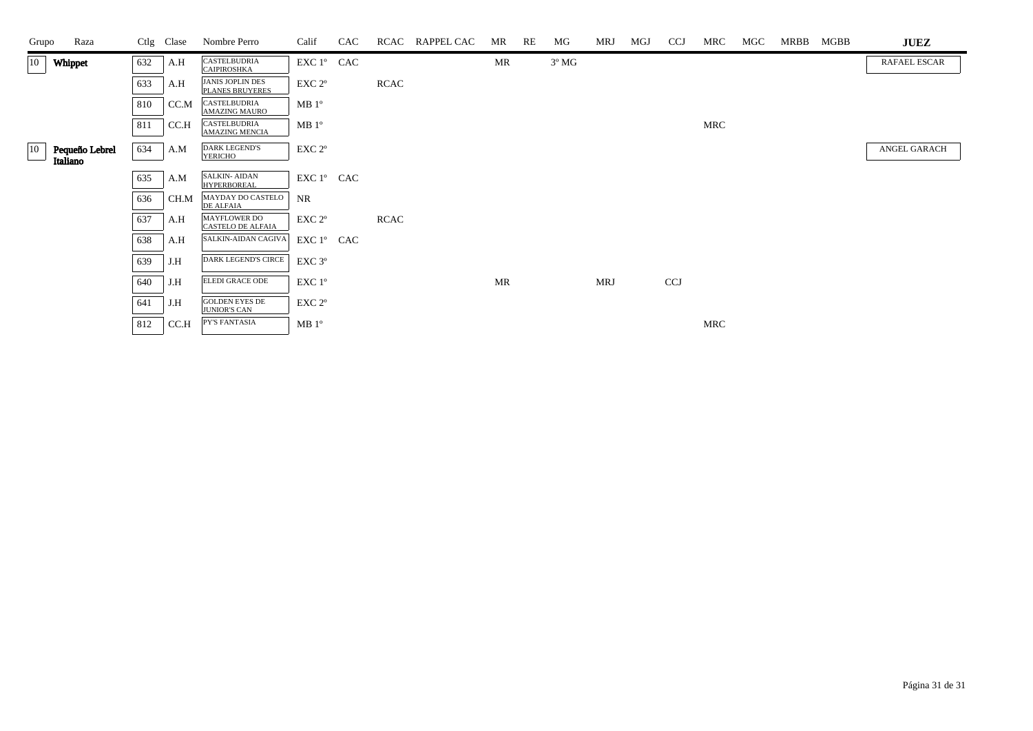| Grupo | Raza | Ctlg | Clase | Nombre Perro | Calif | CAC | RCAC | RAPPEL CAC | MR | RE | MG | MRJ | MGJ | CCJ | MRC | MGC | MRBB | MGBB | JUEZ |
|---|---|---|---|---|---|---|---|---|---|---|---|---|---|---|---|---|---|---|---|
| 10 | **Whippet** | 632 | A.H | CASTELBUDRIA CAIPIROSHKA | EXC 1º | CAC | | | MR | | 3º MG | | | | | | | | RAFAEL ESCAR |
| | | 633 | A.H | JANIS JOPLIN DES PLANES BRUYERES | EXC 2º | | RCAC | | | | | | | | | | | | |
| | | 810 | CC.M | CASTELBUDRIA AMAZING MAURO | MB 1º | | | | | | | | | | | | | | |
| | | 811 | CC.H | CASTELBUDRIA AMAZING MENCIA | MB 1º | | | | | | | | | | MRC | | | | |
| 10 | **Pequeño Lebrel Italiano** | 634 | A.M | DARK LEGEND'S YERICHO | EXC 2º | | | | | | | | | | | | | | ANGEL GARACH |
| | | 635 | A.M | SALKIN- AIDAN HYPERBOREAL | EXC 1º | CAC | | | | | | | | | | | | | |
| | | 636 | CH.M | MAYDAY DO CASTELO DE ALFAIA | NR | | | | | | | | | | | | | | |
| | | 637 | A.H | MAYFLOWER DO CASTELO DE ALFAIA | EXC 2º | | RCAC | | | | | | | | | | | | |
| | | 638 | A.H | SALKIN-AIDAN CAGIVA | EXC 1º | CAC | | | | | | | | | | | | | |
| | | 639 | J.H | DARK LEGEND'S CIRCE | EXC 3º | | | | | | | | | | | | | | |
| | | 640 | J.H | ELEDI GRACE ODE | EXC 1º | | | | MR | | | MRJ | | CCJ | | | | | |
| | | 641 | J.H | GOLDEN EYES DE JUNIOR'S CAN | EXC 2º | | | | | | | | | | | | | | |
| | | 812 | CC.H | PY'S FANTASIA | MB 1º | | | | | | | | | | MRC | | | | |